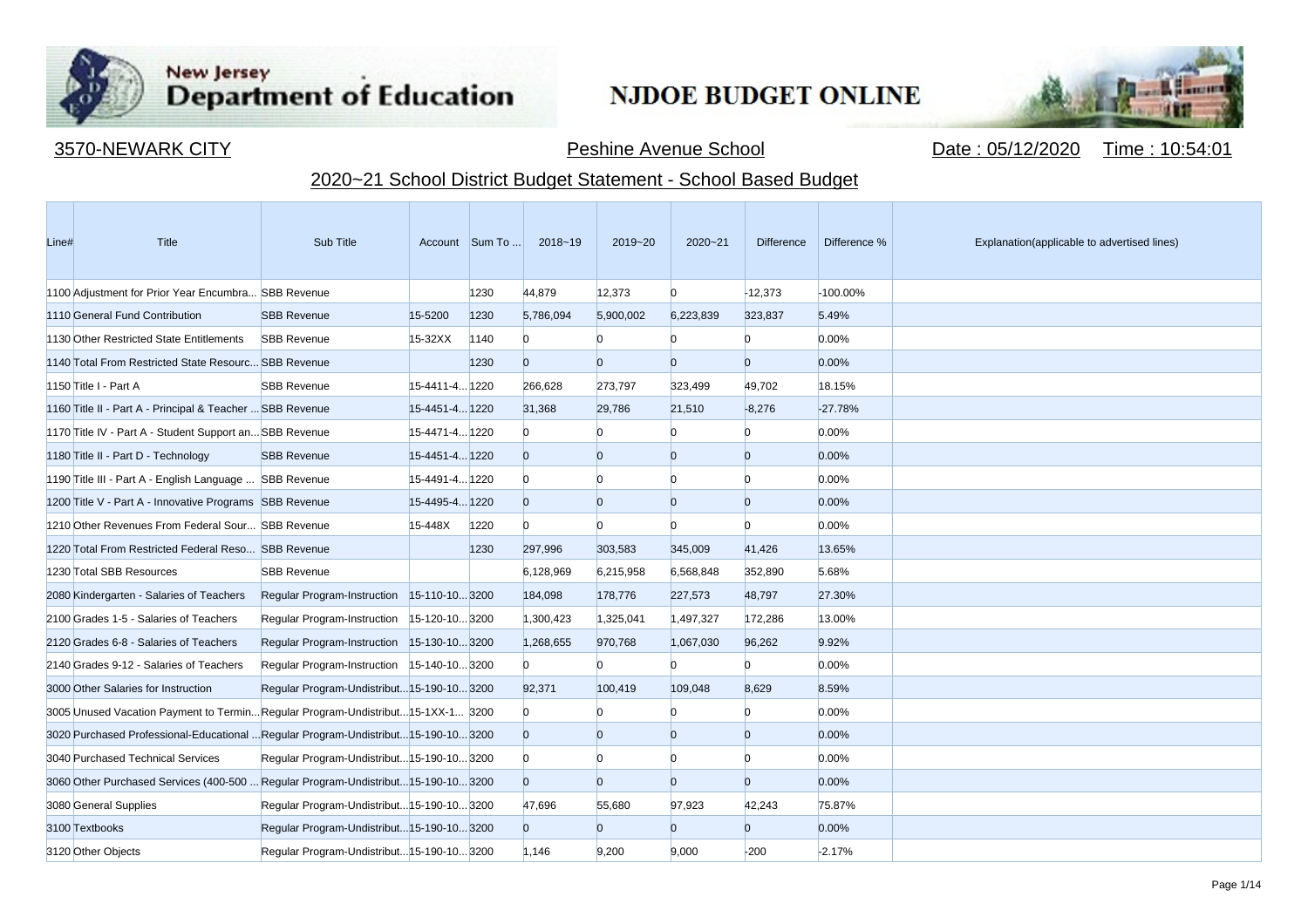# New Jersey Department of Education

## NJDOE BUDGET ONLINE

3570-NEWARK CITY | Peshine Avenue School | Date : 05/12/2020 | Time : 10:54:01

## 2020~21 School District Budget Statement - School Based Budget

| Line# | Title | Sub Title | Account | Sum To ... | 2018~19 | 2019~20 | 2020~21 | Difference | Difference % | Explanation(applicable to advertised lines) |
|---|---|---|---|---|---|---|---|---|---|---|
| 1100 | Adjustment for Prior Year Encumbra... | SBB Revenue | | 1230 | 44,879 | 12,373 | 0 | -12,373 | -100.00% | |
| 1110 | General Fund Contribution | SBB Revenue | 15-5200 | 1230 | 5,786,094 | 5,900,002 | 6,223,839 | 323,837 | 5.49% | |
| 1130 | Other Restricted State Entitlements | SBB Revenue | 15-32XX | 1140 | 0 | 0 | 0 | 0 | 0.00% | |
| 1140 | Total From Restricted State Resourc... | SBB Revenue | | 1230 | 0 | 0 | 0 | 0 | 0.00% | |
| 1150 | Title I - Part A | SBB Revenue | 15-4411-4... | 1220 | 266,628 | 273,797 | 323,499 | 49,702 | 18.15% | |
| 1160 | Title II - Part A - Principal & Teacher ... | SBB Revenue | 15-4451-4... | 1220 | 31,368 | 29,786 | 21,510 | -8,276 | -27.78% | |
| 1170 | Title IV - Part A - Student Support an... | SBB Revenue | 15-4471-4... | 1220 | 0 | 0 | 0 | 0 | 0.00% | |
| 1180 | Title II - Part D - Technology | SBB Revenue | 15-4451-4... | 1220 | 0 | 0 | 0 | 0 | 0.00% | |
| 1190 | Title III - Part A - English Language ... | SBB Revenue | 15-4491-4... | 1220 | 0 | 0 | 0 | 0 | 0.00% | |
| 1200 | Title V - Part A - Innovative Programs | SBB Revenue | 15-4495-4... | 1220 | 0 | 0 | 0 | 0 | 0.00% | |
| 1210 | Other Revenues From Federal Sour... | SBB Revenue | 15-448X | 1220 | 0 | 0 | 0 | 0 | 0.00% | |
| 1220 | Total From Restricted Federal Reso... | SBB Revenue | | 1230 | 297,996 | 303,583 | 345,009 | 41,426 | 13.65% | |
| 1230 | Total SBB Resources | SBB Revenue | | | 6,128,969 | 6,215,958 | 6,568,848 | 352,890 | 5.68% | |
| 2080 | Kindergarten - Salaries of Teachers | Regular Program-Instruction | 15-110-10... | 3200 | 184,098 | 178,776 | 227,573 | 48,797 | 27.30% | |
| 2100 | Grades 1-5 - Salaries of Teachers | Regular Program-Instruction | 15-120-10... | 3200 | 1,300,423 | 1,325,041 | 1,497,327 | 172,286 | 13.00% | |
| 2120 | Grades 6-8 - Salaries of Teachers | Regular Program-Instruction | 15-130-10... | 3200 | 1,268,655 | 970,768 | 1,067,030 | 96,262 | 9.92% | |
| 2140 | Grades 9-12 - Salaries of Teachers | Regular Program-Instruction | 15-140-10... | 3200 | 0 | 0 | 0 | 0 | 0.00% | |
| 3000 | Other Salaries for Instruction | Regular Program-Undistribut... | 15-190-10... | 3200 | 92,371 | 100,419 | 109,048 | 8,629 | 8.59% | |
| 3005 | Unused Vacation Payment to Termin... | Regular Program-Undistribut... | 15-1XX-1... | 3200 | 0 | 0 | 0 | 0 | 0.00% | |
| 3020 | Purchased Professional-Educational ... | Regular Program-Undistribut... | 15-190-10... | 3200 | 0 | 0 | 0 | 0 | 0.00% | |
| 3040 | Purchased Technical Services | Regular Program-Undistribut... | 15-190-10... | 3200 | 0 | 0 | 0 | 0 | 0.00% | |
| 3060 | Other Purchased Services (400-500 ... | Regular Program-Undistribut... | 15-190-10... | 3200 | 0 | 0 | 0 | 0 | 0.00% | |
| 3080 | General Supplies | Regular Program-Undistribut... | 15-190-10... | 3200 | 47,696 | 55,680 | 97,923 | 42,243 | 75.87% | |
| 3100 | Textbooks | Regular Program-Undistribut... | 15-190-10... | 3200 | 0 | 0 | 0 | 0 | 0.00% | |
| 3120 | Other Objects | Regular Program-Undistribut... | 15-190-10... | 3200 | 1,146 | 9,200 | 9,000 | -200 | -2.17% | |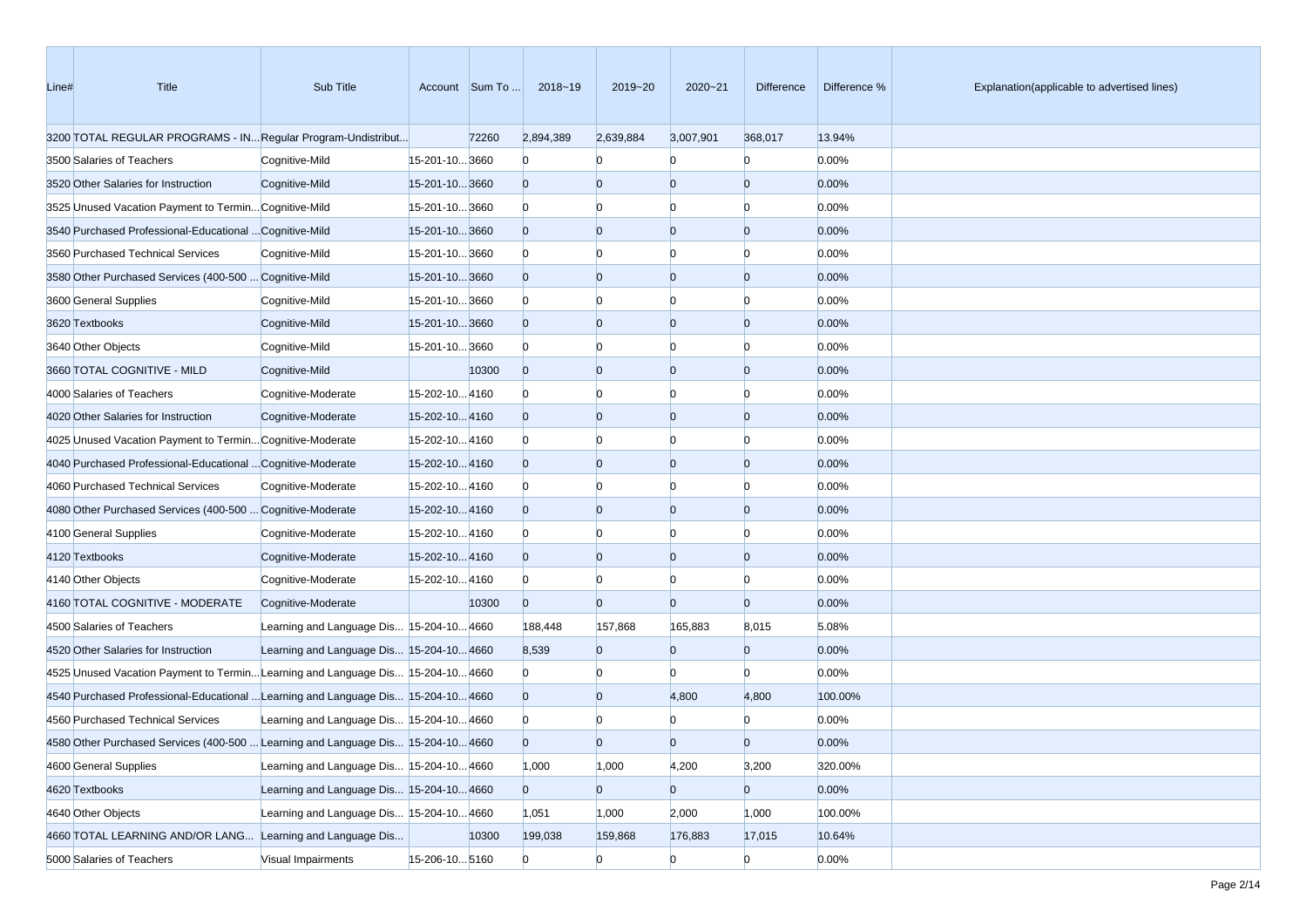| Line# | Title | Sub Title | Account | Sum To ... | 2018~19 | 2019~20 | 2020~21 | Difference | Difference % | Explanation(applicable to advertised lines) |
|---|---|---|---|---|---|---|---|---|---|---|
| 3200 | TOTAL REGULAR PROGRAMS - IN... | Regular Program-Undistribut... | | 72260 | 2,894,389 | 2,639,884 | 3,007,901 | 368,017 | 13.94% | |
| 3500 | Salaries of Teachers | Cognitive-Mild | 15-201-10... | 3660 | 0 | 0 | 0 | 0 | 0.00% | |
| 3520 | Other Salaries for Instruction | Cognitive-Mild | 15-201-10... | 3660 | 0 | 0 | 0 | 0 | 0.00% | |
| 3525 | Unused Vacation Payment to Termin... | Cognitive-Mild | 15-201-10... | 3660 | 0 | 0 | 0 | 0 | 0.00% | |
| 3540 | Purchased Professional-Educational ... | Cognitive-Mild | 15-201-10... | 3660 | 0 | 0 | 0 | 0 | 0.00% | |
| 3560 | Purchased Technical Services | Cognitive-Mild | 15-201-10... | 3660 | 0 | 0 | 0 | 0 | 0.00% | |
| 3580 | Other Purchased Services (400-500 ... | Cognitive-Mild | 15-201-10... | 3660 | 0 | 0 | 0 | 0 | 0.00% | |
| 3600 | General Supplies | Cognitive-Mild | 15-201-10... | 3660 | 0 | 0 | 0 | 0 | 0.00% | |
| 3620 | Textbooks | Cognitive-Mild | 15-201-10... | 3660 | 0 | 0 | 0 | 0 | 0.00% | |
| 3640 | Other Objects | Cognitive-Mild | 15-201-10... | 3660 | 0 | 0 | 0 | 0 | 0.00% | |
| 3660 | TOTAL COGNITIVE - MILD | Cognitive-Mild | | 10300 | 0 | 0 | 0 | 0 | 0.00% | |
| 4000 | Salaries of Teachers | Cognitive-Moderate | 15-202-10... | 4160 | 0 | 0 | 0 | 0 | 0.00% | |
| 4020 | Other Salaries for Instruction | Cognitive-Moderate | 15-202-10... | 4160 | 0 | 0 | 0 | 0 | 0.00% | |
| 4025 | Unused Vacation Payment to Termin... | Cognitive-Moderate | 15-202-10... | 4160 | 0 | 0 | 0 | 0 | 0.00% | |
| 4040 | Purchased Professional-Educational ... | Cognitive-Moderate | 15-202-10... | 4160 | 0 | 0 | 0 | 0 | 0.00% | |
| 4060 | Purchased Technical Services | Cognitive-Moderate | 15-202-10... | 4160 | 0 | 0 | 0 | 0 | 0.00% | |
| 4080 | Other Purchased Services (400-500 ... | Cognitive-Moderate | 15-202-10... | 4160 | 0 | 0 | 0 | 0 | 0.00% | |
| 4100 | General Supplies | Cognitive-Moderate | 15-202-10... | 4160 | 0 | 0 | 0 | 0 | 0.00% | |
| 4120 | Textbooks | Cognitive-Moderate | 15-202-10... | 4160 | 0 | 0 | 0 | 0 | 0.00% | |
| 4140 | Other Objects | Cognitive-Moderate | 15-202-10... | 4160 | 0 | 0 | 0 | 0 | 0.00% | |
| 4160 | TOTAL COGNITIVE - MODERATE | Cognitive-Moderate | | 10300 | 0 | 0 | 0 | 0 | 0.00% | |
| 4500 | Salaries of Teachers | Learning and Language Dis... | 15-204-10... | 4660 | 188,448 | 157,868 | 165,883 | 8,015 | 5.08% | |
| 4520 | Other Salaries for Instruction | Learning and Language Dis... | 15-204-10... | 4660 | 8,539 | 0 | 0 | 0 | 0.00% | |
| 4525 | Unused Vacation Payment to Termin... | Learning and Language Dis... | 15-204-10... | 4660 | 0 | 0 | 0 | 0 | 0.00% | |
| 4540 | Purchased Professional-Educational ... | Learning and Language Dis... | 15-204-10... | 4660 | 0 | 0 | 4,800 | 4,800 | 100.00% | |
| 4560 | Purchased Technical Services | Learning and Language Dis... | 15-204-10... | 4660 | 0 | 0 | 0 | 0 | 0.00% | |
| 4580 | Other Purchased Services (400-500 ... | Learning and Language Dis... | 15-204-10... | 4660 | 0 | 0 | 0 | 0 | 0.00% | |
| 4600 | General Supplies | Learning and Language Dis... | 15-204-10... | 4660 | 1,000 | 1,000 | 4,200 | 3,200 | 320.00% | |
| 4620 | Textbooks | Learning and Language Dis... | 15-204-10... | 4660 | 0 | 0 | 0 | 0 | 0.00% | |
| 4640 | Other Objects | Learning and Language Dis... | 15-204-10... | 4660 | 1,051 | 1,000 | 2,000 | 1,000 | 100.00% | |
| 4660 | TOTAL LEARNING AND/OR LANG... | Learning and Language Dis... | | 10300 | 199,038 | 159,868 | 176,883 | 17,015 | 10.64% | |
| 5000 | Salaries of Teachers | Visual Impairments | 15-206-10... | 5160 | 0 | 0 | 0 | 0 | 0.00% | |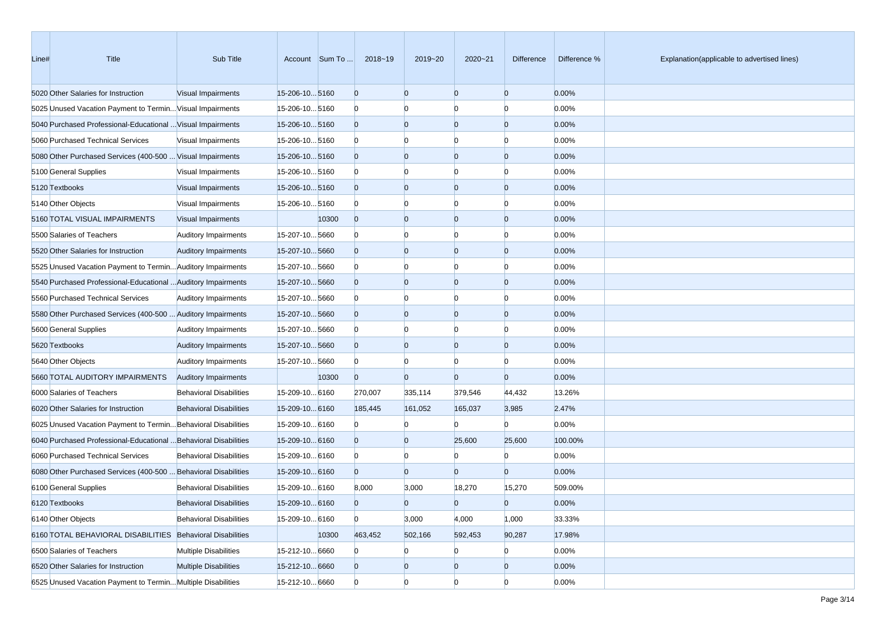| Line# | Title | Sub Title | Account | Sum To ... | 2018~19 | 2019~20 | 2020~21 | Difference | Difference % | Explanation(applicable to advertised lines) |
|---|---|---|---|---|---|---|---|---|---|---|
| 5020 | Other Salaries for Instruction | Visual Impairments | 15-206-10... | 5160 | 0 | 0 | 0 | 0 | 0.00% | |
| 5025 | Unused Vacation Payment to Termin... | Visual Impairments | 15-206-10... | 5160 | 0 | 0 | 0 | 0 | 0.00% | |
| 5040 | Purchased Professional-Educational ... | Visual Impairments | 15-206-10... | 5160 | 0 | 0 | 0 | 0 | 0.00% | |
| 5060 | Purchased Technical Services | Visual Impairments | 15-206-10... | 5160 | 0 | 0 | 0 | 0 | 0.00% | |
| 5080 | Other Purchased Services (400-500 ... | Visual Impairments | 15-206-10... | 5160 | 0 | 0 | 0 | 0 | 0.00% | |
| 5100 | General Supplies | Visual Impairments | 15-206-10... | 5160 | 0 | 0 | 0 | 0 | 0.00% | |
| 5120 | Textbooks | Visual Impairments | 15-206-10... | 5160 | 0 | 0 | 0 | 0 | 0.00% | |
| 5140 | Other Objects | Visual Impairments | 15-206-10... | 5160 | 0 | 0 | 0 | 0 | 0.00% | |
| 5160 | TOTAL VISUAL IMPAIRMENTS | Visual Impairments | | 10300 | 0 | 0 | 0 | 0 | 0.00% | |
| 5500 | Salaries of Teachers | Auditory Impairments | 15-207-10... | 5660 | 0 | 0 | 0 | 0 | 0.00% | |
| 5520 | Other Salaries for Instruction | Auditory Impairments | 15-207-10... | 5660 | 0 | 0 | 0 | 0 | 0.00% | |
| 5525 | Unused Vacation Payment to Termin... | Auditory Impairments | 15-207-10... | 5660 | 0 | 0 | 0 | 0 | 0.00% | |
| 5540 | Purchased Professional-Educational ... | Auditory Impairments | 15-207-10... | 5660 | 0 | 0 | 0 | 0 | 0.00% | |
| 5560 | Purchased Technical Services | Auditory Impairments | 15-207-10... | 5660 | 0 | 0 | 0 | 0 | 0.00% | |
| 5580 | Other Purchased Services (400-500 ... | Auditory Impairments | 15-207-10... | 5660 | 0 | 0 | 0 | 0 | 0.00% | |
| 5600 | General Supplies | Auditory Impairments | 15-207-10... | 5660 | 0 | 0 | 0 | 0 | 0.00% | |
| 5620 | Textbooks | Auditory Impairments | 15-207-10... | 5660 | 0 | 0 | 0 | 0 | 0.00% | |
| 5640 | Other Objects | Auditory Impairments | 15-207-10... | 5660 | 0 | 0 | 0 | 0 | 0.00% | |
| 5660 | TOTAL AUDITORY IMPAIRMENTS | Auditory Impairments | | 10300 | 0 | 0 | 0 | 0 | 0.00% | |
| 6000 | Salaries of Teachers | Behavioral Disabilities | 15-209-10... | 6160 | 270,007 | 335,114 | 379,546 | 44,432 | 13.26% | |
| 6020 | Other Salaries for Instruction | Behavioral Disabilities | 15-209-10... | 6160 | 185,445 | 161,052 | 165,037 | 3,985 | 2.47% | |
| 6025 | Unused Vacation Payment to Termin... | Behavioral Disabilities | 15-209-10... | 6160 | 0 | 0 | 0 | 0 | 0.00% | |
| 6040 | Purchased Professional-Educational ... | Behavioral Disabilities | 15-209-10... | 6160 | 0 | 0 | 25,600 | 25,600 | 100.00% | |
| 6060 | Purchased Technical Services | Behavioral Disabilities | 15-209-10... | 6160 | 0 | 0 | 0 | 0 | 0.00% | |
| 6080 | Other Purchased Services (400-500 ... | Behavioral Disabilities | 15-209-10... | 6160 | 0 | 0 | 0 | 0 | 0.00% | |
| 6100 | General Supplies | Behavioral Disabilities | 15-209-10... | 6160 | 8,000 | 3,000 | 18,270 | 15,270 | 509.00% | |
| 6120 | Textbooks | Behavioral Disabilities | 15-209-10... | 6160 | 0 | 0 | 0 | 0 | 0.00% | |
| 6140 | Other Objects | Behavioral Disabilities | 15-209-10... | 6160 | 0 | 3,000 | 4,000 | 1,000 | 33.33% | |
| 6160 | TOTAL BEHAVIORAL DISABILITIES | Behavioral Disabilities | | 10300 | 463,452 | 502,166 | 592,453 | 90,287 | 17.98% | |
| 6500 | Salaries of Teachers | Multiple Disabilities | 15-212-10... | 6660 | 0 | 0 | 0 | 0 | 0.00% | |
| 6520 | Other Salaries for Instruction | Multiple Disabilities | 15-212-10... | 6660 | 0 | 0 | 0 | 0 | 0.00% | |
| 6525 | Unused Vacation Payment to Termin... | Multiple Disabilities | 15-212-10... | 6660 | 0 | 0 | 0 | 0 | 0.00% | |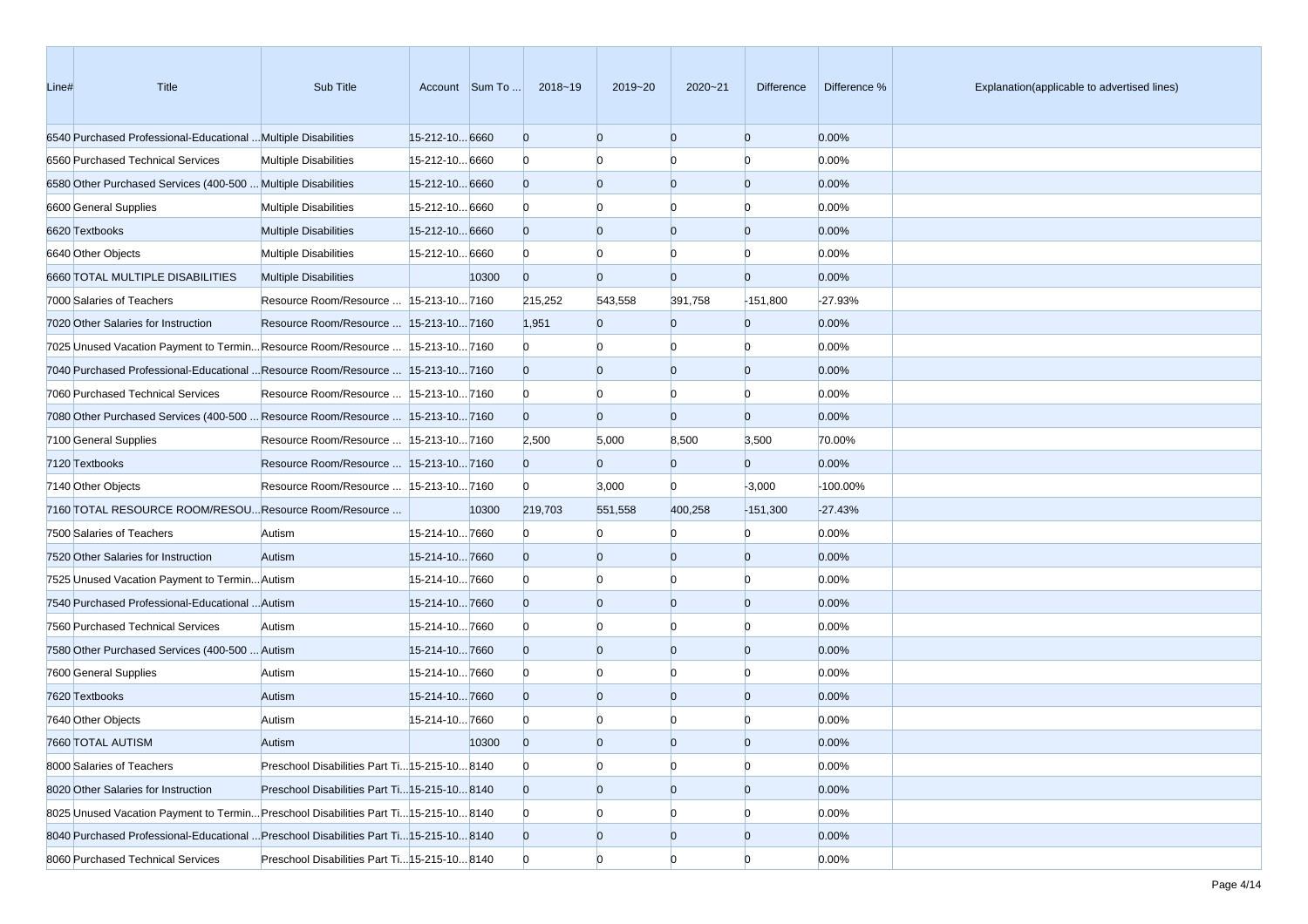| Line# | Title | Sub Title | Account | Sum To ... | 2018~19 | 2019~20 | 2020~21 | Difference | Difference % | Explanation(applicable to advertised lines) |
|---|---|---|---|---|---|---|---|---|---|---|
| 6540 | Purchased Professional-Educational ... | Multiple Disabilities | 15-212-10... | 6660 | 0 | 0 | 0 | 0 | 0.00% | |
| 6560 | Purchased Technical Services | Multiple Disabilities | 15-212-10... | 6660 | 0 | 0 | 0 | 0 | 0.00% | |
| 6580 | Other Purchased Services (400-500 ... | Multiple Disabilities | 15-212-10... | 6660 | 0 | 0 | 0 | 0 | 0.00% | |
| 6600 | General Supplies | Multiple Disabilities | 15-212-10... | 6660 | 0 | 0 | 0 | 0 | 0.00% | |
| 6620 | Textbooks | Multiple Disabilities | 15-212-10... | 6660 | 0 | 0 | 0 | 0 | 0.00% | |
| 6640 | Other Objects | Multiple Disabilities | 15-212-10... | 6660 | 0 | 0 | 0 | 0 | 0.00% | |
| 6660 | TOTAL MULTIPLE DISABILITIES | Multiple Disabilities | | 10300 | 0 | 0 | 0 | 0 | 0.00% | |
| 7000 | Salaries of Teachers | Resource Room/Resource ... | 15-213-10... | 7160 | 215,252 | 543,558 | 391,758 | -151,800 | -27.93% | |
| 7020 | Other Salaries for Instruction | Resource Room/Resource ... | 15-213-10... | 7160 | 1,951 | 0 | 0 | 0 | 0.00% | |
| 7025 | Unused Vacation Payment to Termin... | Resource Room/Resource ... | 15-213-10... | 7160 | 0 | 0 | 0 | 0 | 0.00% | |
| 7040 | Purchased Professional-Educational ... | Resource Room/Resource ... | 15-213-10... | 7160 | 0 | 0 | 0 | 0 | 0.00% | |
| 7060 | Purchased Technical Services | Resource Room/Resource ... | 15-213-10... | 7160 | 0 | 0 | 0 | 0 | 0.00% | |
| 7080 | Other Purchased Services (400-500 ... | Resource Room/Resource ... | 15-213-10... | 7160 | 0 | 0 | 0 | 0 | 0.00% | |
| 7100 | General Supplies | Resource Room/Resource ... | 15-213-10... | 7160 | 2,500 | 5,000 | 8,500 | 3,500 | 70.00% | |
| 7120 | Textbooks | Resource Room/Resource ... | 15-213-10... | 7160 | 0 | 0 | 0 | 0 | 0.00% | |
| 7140 | Other Objects | Resource Room/Resource ... | 15-213-10... | 7160 | 0 | 3,000 | 0 | -3,000 | -100.00% | |
| 7160 | TOTAL RESOURCE ROOM/RESOU... | Resource Room/Resource ... | | 10300 | 219,703 | 551,558 | 400,258 | -151,300 | -27.43% | |
| 7500 | Salaries of Teachers | Autism | 15-214-10... | 7660 | 0 | 0 | 0 | 0 | 0.00% | |
| 7520 | Other Salaries for Instruction | Autism | 15-214-10... | 7660 | 0 | 0 | 0 | 0 | 0.00% | |
| 7525 | Unused Vacation Payment to Termin... | Autism | 15-214-10... | 7660 | 0 | 0 | 0 | 0 | 0.00% | |
| 7540 | Purchased Professional-Educational ... | Autism | 15-214-10... | 7660 | 0 | 0 | 0 | 0 | 0.00% | |
| 7560 | Purchased Technical Services | Autism | 15-214-10... | 7660 | 0 | 0 | 0 | 0 | 0.00% | |
| 7580 | Other Purchased Services (400-500 ... | Autism | 15-214-10... | 7660 | 0 | 0 | 0 | 0 | 0.00% | |
| 7600 | General Supplies | Autism | 15-214-10... | 7660 | 0 | 0 | 0 | 0 | 0.00% | |
| 7620 | Textbooks | Autism | 15-214-10... | 7660 | 0 | 0 | 0 | 0 | 0.00% | |
| 7640 | Other Objects | Autism | 15-214-10... | 7660 | 0 | 0 | 0 | 0 | 0.00% | |
| 7660 | TOTAL AUTISM | Autism | | 10300 | 0 | 0 | 0 | 0 | 0.00% | |
| 8000 | Salaries of Teachers | Preschool Disabilities Part Ti... | 15-215-10... | 8140 | 0 | 0 | 0 | 0 | 0.00% | |
| 8020 | Other Salaries for Instruction | Preschool Disabilities Part Ti... | 15-215-10... | 8140 | 0 | 0 | 0 | 0 | 0.00% | |
| 8025 | Unused Vacation Payment to Termin... | Preschool Disabilities Part Ti... | 15-215-10... | 8140 | 0 | 0 | 0 | 0 | 0.00% | |
| 8040 | Purchased Professional-Educational ... | Preschool Disabilities Part Ti... | 15-215-10... | 8140 | 0 | 0 | 0 | 0 | 0.00% | |
| 8060 | Purchased Technical Services | Preschool Disabilities Part Ti... | 15-215-10... | 8140 | 0 | 0 | 0 | 0 | 0.00% | |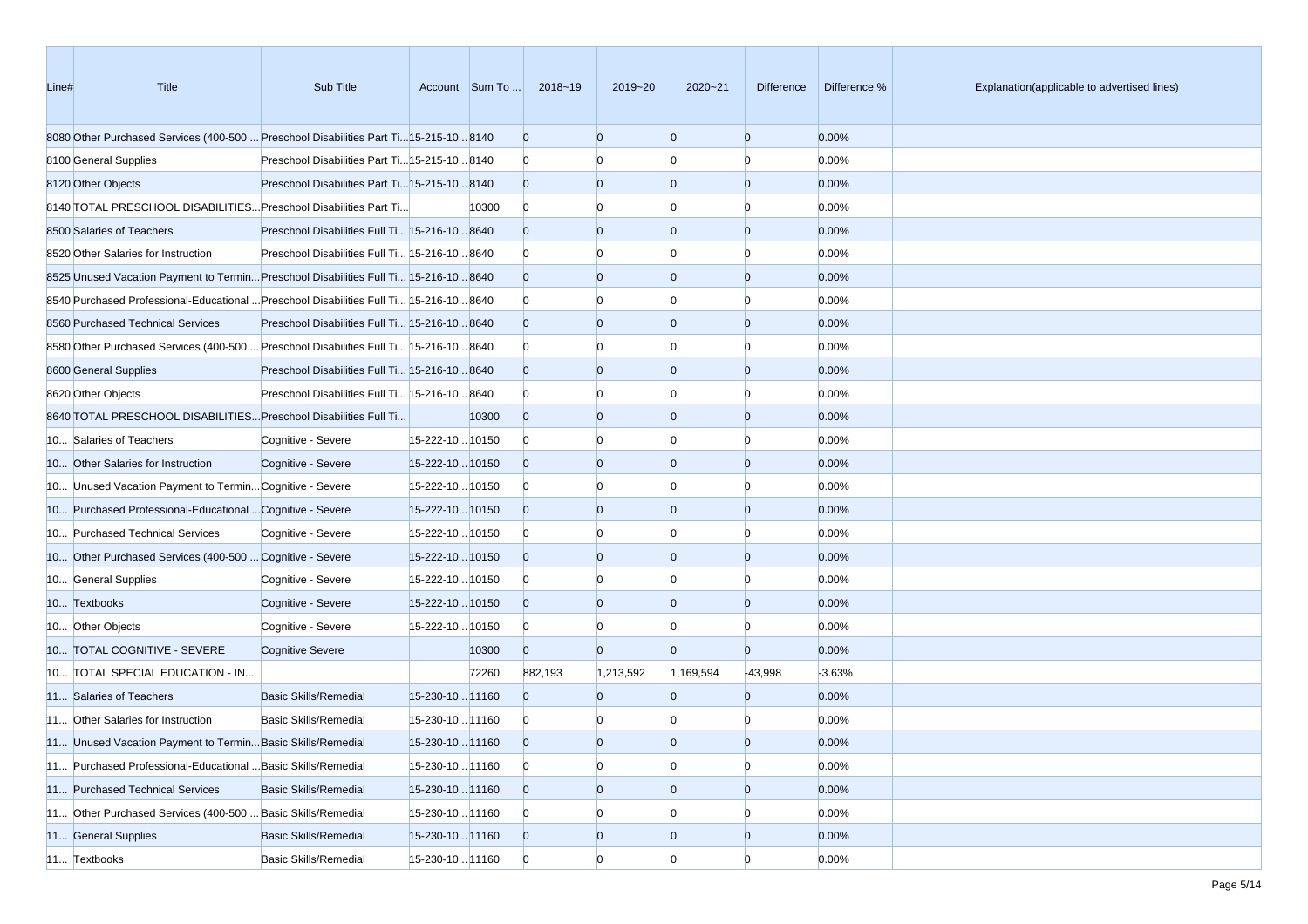| Line# | Title | Sub Title | Account | Sum To ... | 2018~19 | 2019~20 | 2020~21 | Difference | Difference % | Explanation(applicable to advertised lines) |
|---|---|---|---|---|---|---|---|---|---|---|
| 8080 | Other Purchased Services (400-500 ... | Preschool Disabilities Part Ti... | 15-215-10... | 8140 | 0 | 0 | 0 | 0 | 0.00% | |
| 8100 | General Supplies | Preschool Disabilities Part Ti... | 15-215-10... | 8140 | 0 | 0 | 0 | 0 | 0.00% | |
| 8120 | Other Objects | Preschool Disabilities Part Ti... | 15-215-10... | 8140 | 0 | 0 | 0 | 0 | 0.00% | |
| 8140 | TOTAL PRESCHOOL DISABILITIES... | Preschool Disabilities Part Ti... | | 10300 | 0 | 0 | 0 | 0 | 0.00% | |
| 8500 | Salaries of Teachers | Preschool Disabilities Full Ti... | 15-216-10... | 8640 | 0 | 0 | 0 | 0 | 0.00% | |
| 8520 | Other Salaries for Instruction | Preschool Disabilities Full Ti... | 15-216-10... | 8640 | 0 | 0 | 0 | 0 | 0.00% | |
| 8525 | Unused Vacation Payment to Termin... | Preschool Disabilities Full Ti... | 15-216-10... | 8640 | 0 | 0 | 0 | 0 | 0.00% | |
| 8540 | Purchased Professional-Educational ... | Preschool Disabilities Full Ti... | 15-216-10... | 8640 | 0 | 0 | 0 | 0 | 0.00% | |
| 8560 | Purchased Technical Services | Preschool Disabilities Full Ti... | 15-216-10... | 8640 | 0 | 0 | 0 | 0 | 0.00% | |
| 8580 | Other Purchased Services (400-500 ... | Preschool Disabilities Full Ti... | 15-216-10... | 8640 | 0 | 0 | 0 | 0 | 0.00% | |
| 8600 | General Supplies | Preschool Disabilities Full Ti... | 15-216-10... | 8640 | 0 | 0 | 0 | 0 | 0.00% | |
| 8620 | Other Objects | Preschool Disabilities Full Ti... | 15-216-10... | 8640 | 0 | 0 | 0 | 0 | 0.00% | |
| 8640 | TOTAL PRESCHOOL DISABILITIES... | Preschool Disabilities Full Ti... | | 10300 | 0 | 0 | 0 | 0 | 0.00% | |
| 10... | Salaries of Teachers | Cognitive - Severe | 15-222-10... | 10150 | 0 | 0 | 0 | 0 | 0.00% | |
| 10... | Other Salaries for Instruction | Cognitive - Severe | 15-222-10... | 10150 | 0 | 0 | 0 | 0 | 0.00% | |
| 10... | Unused Vacation Payment to Termin... | Cognitive - Severe | 15-222-10... | 10150 | 0 | 0 | 0 | 0 | 0.00% | |
| 10... | Purchased Professional-Educational ... | Cognitive - Severe | 15-222-10... | 10150 | 0 | 0 | 0 | 0 | 0.00% | |
| 10... | Purchased Technical Services | Cognitive - Severe | 15-222-10... | 10150 | 0 | 0 | 0 | 0 | 0.00% | |
| 10... | Other Purchased Services (400-500 ... | Cognitive - Severe | 15-222-10... | 10150 | 0 | 0 | 0 | 0 | 0.00% | |
| 10... | General Supplies | Cognitive - Severe | 15-222-10... | 10150 | 0 | 0 | 0 | 0 | 0.00% | |
| 10... | Textbooks | Cognitive - Severe | 15-222-10... | 10150 | 0 | 0 | 0 | 0 | 0.00% | |
| 10... | Other Objects | Cognitive - Severe | 15-222-10... | 10150 | 0 | 0 | 0 | 0 | 0.00% | |
| 10... | TOTAL COGNITIVE - SEVERE | Cognitive Severe | | 10300 | 0 | 0 | 0 | 0 | 0.00% | |
| 10... | TOTAL SPECIAL EDUCATION - IN... | | | 72260 | 882,193 | 1,213,592 | 1,169,594 | -43,998 | -3.63% | |
| 11... | Salaries of Teachers | Basic Skills/Remedial | 15-230-10... | 11160 | 0 | 0 | 0 | 0 | 0.00% | |
| 11... | Other Salaries for Instruction | Basic Skills/Remedial | 15-230-10... | 11160 | 0 | 0 | 0 | 0 | 0.00% | |
| 11... | Unused Vacation Payment to Termin... | Basic Skills/Remedial | 15-230-10... | 11160 | 0 | 0 | 0 | 0 | 0.00% | |
| 11... | Purchased Professional-Educational ... | Basic Skills/Remedial | 15-230-10... | 11160 | 0 | 0 | 0 | 0 | 0.00% | |
| 11... | Purchased Technical Services | Basic Skills/Remedial | 15-230-10... | 11160 | 0 | 0 | 0 | 0 | 0.00% | |
| 11... | Other Purchased Services (400-500 ... | Basic Skills/Remedial | 15-230-10... | 11160 | 0 | 0 | 0 | 0 | 0.00% | |
| 11... | General Supplies | Basic Skills/Remedial | 15-230-10... | 11160 | 0 | 0 | 0 | 0 | 0.00% | |
| 11... | Textbooks | Basic Skills/Remedial | 15-230-10... | 11160 | 0 | 0 | 0 | 0 | 0.00% | |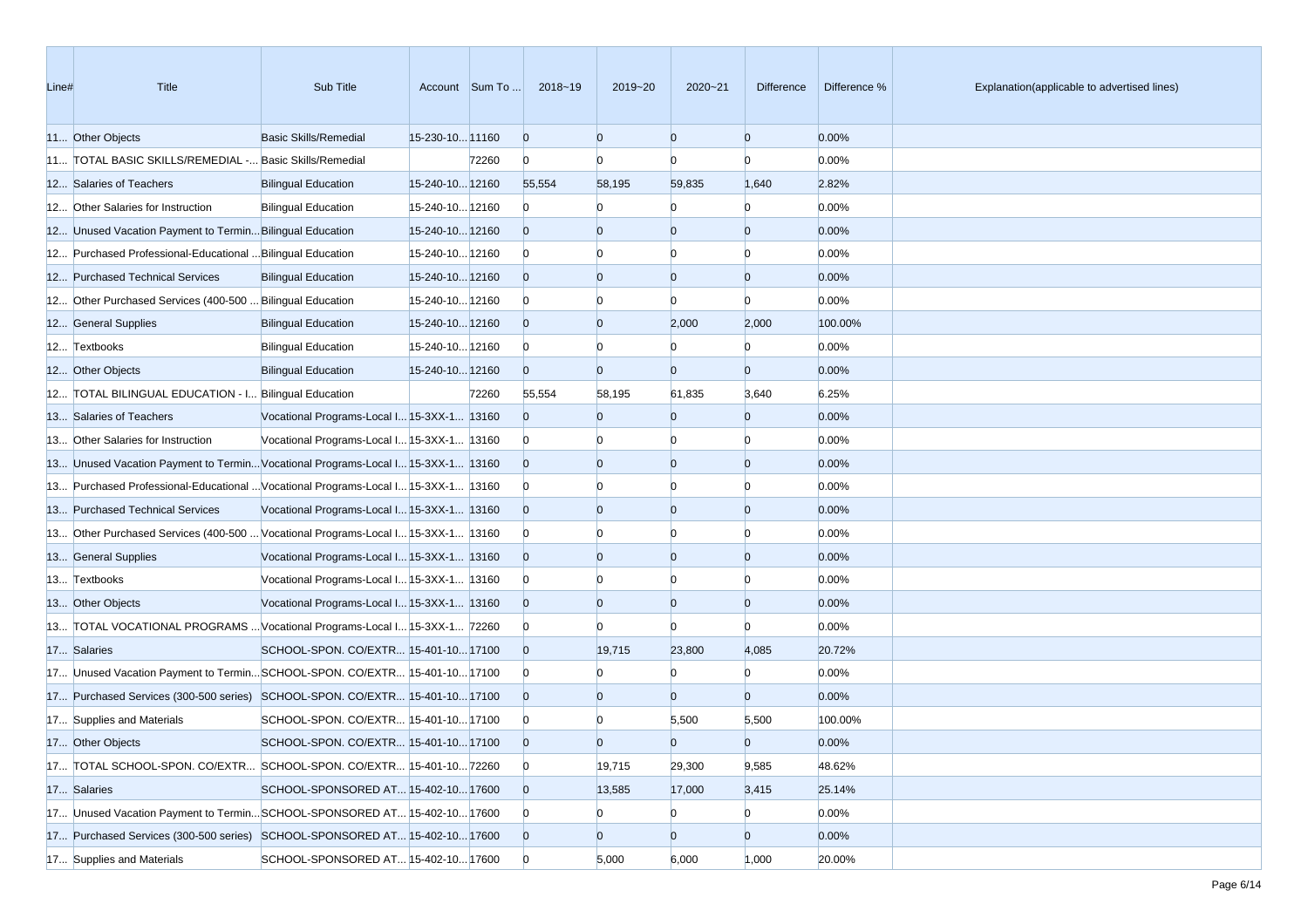| Line# | Title | Sub Title | Account | Sum To ... | 2018~19 | 2019~20 | 2020~21 | Difference | Difference % | Explanation(applicable to advertised lines) |
|---|---|---|---|---|---|---|---|---|---|---|
| 11... | Other Objects | Basic Skills/Remedial | 15-230-10... | 11160 | 0 | 0 | 0 | 0 | 0.00% | |
| 11... | TOTAL BASIC SKILLS/REMEDIAL -... | Basic Skills/Remedial | | 72260 | 0 | 0 | 0 | 0 | 0.00% | |
| 12... | Salaries of Teachers | Bilingual Education | 15-240-10... | 12160 | 55,554 | 58,195 | 59,835 | 1,640 | 2.82% | |
| 12... | Other Salaries for Instruction | Bilingual Education | 15-240-10... | 12160 | 0 | 0 | 0 | 0 | 0.00% | |
| 12... | Unused Vacation Payment to Termin... | Bilingual Education | 15-240-10... | 12160 | 0 | 0 | 0 | 0 | 0.00% | |
| 12... | Purchased Professional-Educational ... | Bilingual Education | 15-240-10... | 12160 | 0 | 0 | 0 | 0 | 0.00% | |
| 12... | Purchased Technical Services | Bilingual Education | 15-240-10... | 12160 | 0 | 0 | 0 | 0 | 0.00% | |
| 12... | Other Purchased Services (400-500 ... | Bilingual Education | 15-240-10... | 12160 | 0 | 0 | 0 | 0 | 0.00% | |
| 12... | General Supplies | Bilingual Education | 15-240-10... | 12160 | 0 | 0 | 2,000 | 2,000 | 100.00% | |
| 12... | Textbooks | Bilingual Education | 15-240-10... | 12160 | 0 | 0 | 0 | 0 | 0.00% | |
| 12... | Other Objects | Bilingual Education | 15-240-10... | 12160 | 0 | 0 | 0 | 0 | 0.00% | |
| 12... | TOTAL BILINGUAL EDUCATION - I... | Bilingual Education | | 72260 | 55,554 | 58,195 | 61,835 | 3,640 | 6.25% | |
| 13... | Salaries of Teachers | Vocational Programs-Local I... | 15-3XX-1... | 13160 | 0 | 0 | 0 | 0 | 0.00% | |
| 13... | Other Salaries for Instruction | Vocational Programs-Local I... | 15-3XX-1... | 13160 | 0 | 0 | 0 | 0 | 0.00% | |
| 13... | Unused Vacation Payment to Termin... | Vocational Programs-Local I... | 15-3XX-1... | 13160 | 0 | 0 | 0 | 0 | 0.00% | |
| 13... | Purchased Professional-Educational ... | Vocational Programs-Local I... | 15-3XX-1... | 13160 | 0 | 0 | 0 | 0 | 0.00% | |
| 13... | Purchased Technical Services | Vocational Programs-Local I... | 15-3XX-1... | 13160 | 0 | 0 | 0 | 0 | 0.00% | |
| 13... | Other Purchased Services (400-500 ... | Vocational Programs-Local I... | 15-3XX-1... | 13160 | 0 | 0 | 0 | 0 | 0.00% | |
| 13... | General Supplies | Vocational Programs-Local I... | 15-3XX-1... | 13160 | 0 | 0 | 0 | 0 | 0.00% | |
| 13... | Textbooks | Vocational Programs-Local I... | 15-3XX-1... | 13160 | 0 | 0 | 0 | 0 | 0.00% | |
| 13... | Other Objects | Vocational Programs-Local I... | 15-3XX-1... | 13160 | 0 | 0 | 0 | 0 | 0.00% | |
| 13... | TOTAL VOCATIONAL PROGRAMS ... | Vocational Programs-Local I... | 15-3XX-1... | 72260 | 0 | 0 | 0 | 0 | 0.00% | |
| 17... | Salaries | SCHOOL-SPON. CO/EXTR... | 15-401-10... | 17100 | 0 | 19,715 | 23,800 | 4,085 | 20.72% | |
| 17... | Unused Vacation Payment to Termin... | SCHOOL-SPON. CO/EXTR... | 15-401-10... | 17100 | 0 | 0 | 0 | 0 | 0.00% | |
| 17... | Purchased Services (300-500 series) | SCHOOL-SPON. CO/EXTR... | 15-401-10... | 17100 | 0 | 0 | 0 | 0 | 0.00% | |
| 17... | Supplies and Materials | SCHOOL-SPON. CO/EXTR... | 15-401-10... | 17100 | 0 | 0 | 5,500 | 5,500 | 100.00% | |
| 17... | Other Objects | SCHOOL-SPON. CO/EXTR... | 15-401-10... | 17100 | 0 | 0 | 0 | 0 | 0.00% | |
| 17... | TOTAL SCHOOL-SPON. CO/EXTR... | SCHOOL-SPON. CO/EXTR... | 15-401-10... | 72260 | 0 | 19,715 | 29,300 | 9,585 | 48.62% | |
| 17... | Salaries | SCHOOL-SPONSORED AT... | 15-402-10... | 17600 | 0 | 13,585 | 17,000 | 3,415 | 25.14% | |
| 17... | Unused Vacation Payment to Termin... | SCHOOL-SPONSORED AT... | 15-402-10... | 17600 | 0 | 0 | 0 | 0 | 0.00% | |
| 17... | Purchased Services (300-500 series) | SCHOOL-SPONSORED AT... | 15-402-10... | 17600 | 0 | 0 | 0 | 0 | 0.00% | |
| 17... | Supplies and Materials | SCHOOL-SPONSORED AT... | 15-402-10... | 17600 | 0 | 5,000 | 6,000 | 1,000 | 20.00% | |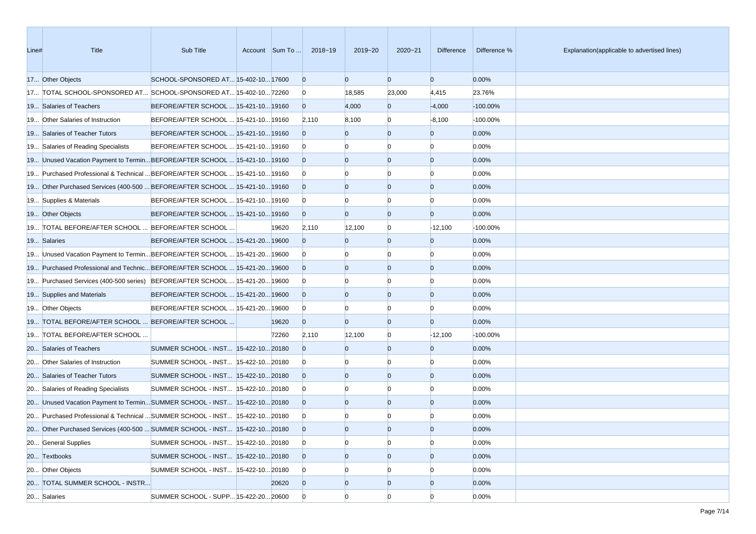| Line# | Title | Sub Title | Account | Sum To ... | 2018~19 | 2019~20 | 2020~21 | Difference | Difference % | Explanation(applicable to advertised lines) |
|---|---|---|---|---|---|---|---|---|---|---|
| 17... | Other Objects | SCHOOL-SPONSORED AT... | 15-402-10... | 17600 | 0 | 0 | 0 | 0 | 0.00% | |
| 17... | TOTAL SCHOOL-SPONSORED AT... | SCHOOL-SPONSORED AT... | 15-402-10... | 72260 | 0 | 18,585 | 23,000 | 4,415 | 23.76% | |
| 19... | Salaries of Teachers | BEFORE/AFTER SCHOOL ... | 15-421-10... | 19160 | 0 | 4,000 | 0 | -4,000 | -100.00% | |
| 19... | Other Salaries of Instruction | BEFORE/AFTER SCHOOL ... | 15-421-10... | 19160 | 2,110 | 8,100 | 0 | -8,100 | -100.00% | |
| 19... | Salaries of Teacher Tutors | BEFORE/AFTER SCHOOL ... | 15-421-10... | 19160 | 0 | 0 | 0 | 0 | 0.00% | |
| 19... | Salaries of Reading Specialists | BEFORE/AFTER SCHOOL ... | 15-421-10... | 19160 | 0 | 0 | 0 | 0 | 0.00% | |
| 19... | Unused Vacation Payment to Termin... | BEFORE/AFTER SCHOOL ... | 15-421-10... | 19160 | 0 | 0 | 0 | 0 | 0.00% | |
| 19... | Purchased Professional & Technical ... | BEFORE/AFTER SCHOOL ... | 15-421-10... | 19160 | 0 | 0 | 0 | 0 | 0.00% | |
| 19... | Other Purchased Services (400-500 ... | BEFORE/AFTER SCHOOL ... | 15-421-10... | 19160 | 0 | 0 | 0 | 0 | 0.00% | |
| 19... | Supplies & Materials | BEFORE/AFTER SCHOOL ... | 15-421-10... | 19160 | 0 | 0 | 0 | 0 | 0.00% | |
| 19... | Other Objects | BEFORE/AFTER SCHOOL ... | 15-421-10... | 19160 | 0 | 0 | 0 | 0 | 0.00% | |
| 19... | TOTAL BEFORE/AFTER SCHOOL ... | BEFORE/AFTER SCHOOL ... | | 19620 | 2,110 | 12,100 | 0 | -12,100 | -100.00% | |
| 19... | Salaries | BEFORE/AFTER SCHOOL ... | 15-421-20... | 19600 | 0 | 0 | 0 | 0 | 0.00% | |
| 19... | Unused Vacation Payment to Termin... | BEFORE/AFTER SCHOOL ... | 15-421-20... | 19600 | 0 | 0 | 0 | 0 | 0.00% | |
| 19... | Purchased Professional and Technic... | BEFORE/AFTER SCHOOL ... | 15-421-20... | 19600 | 0 | 0 | 0 | 0 | 0.00% | |
| 19... | Purchased Services (400-500 series) | BEFORE/AFTER SCHOOL ... | 15-421-20... | 19600 | 0 | 0 | 0 | 0 | 0.00% | |
| 19... | Supplies and Materials | BEFORE/AFTER SCHOOL ... | 15-421-20... | 19600 | 0 | 0 | 0 | 0 | 0.00% | |
| 19... | Other Objects | BEFORE/AFTER SCHOOL ... | 15-421-20... | 19600 | 0 | 0 | 0 | 0 | 0.00% | |
| 19... | TOTAL BEFORE/AFTER SCHOOL ... | BEFORE/AFTER SCHOOL ... | | 19620 | 0 | 0 | 0 | 0 | 0.00% | |
| 19... | TOTAL BEFORE/AFTER SCHOOL ... | | | 72260 | 2,110 | 12,100 | 0 | -12,100 | -100.00% | |
| 20... | Salaries of Teachers | SUMMER SCHOOL - INST... | 15-422-10... | 20180 | 0 | 0 | 0 | 0 | 0.00% | |
| 20... | Other Salaries of Instruction | SUMMER SCHOOL - INST... | 15-422-10... | 20180 | 0 | 0 | 0 | 0 | 0.00% | |
| 20... | Salaries of Teacher Tutors | SUMMER SCHOOL - INST... | 15-422-10... | 20180 | 0 | 0 | 0 | 0 | 0.00% | |
| 20... | Salaries of Reading Specialists | SUMMER SCHOOL - INST... | 15-422-10... | 20180 | 0 | 0 | 0 | 0 | 0.00% | |
| 20... | Unused Vacation Payment to Termin... | SUMMER SCHOOL - INST... | 15-422-10... | 20180 | 0 | 0 | 0 | 0 | 0.00% | |
| 20... | Purchased Professional & Technical ... | SUMMER SCHOOL - INST... | 15-422-10... | 20180 | 0 | 0 | 0 | 0 | 0.00% | |
| 20... | Other Purchased Services (400-500 ... | SUMMER SCHOOL - INST... | 15-422-10... | 20180 | 0 | 0 | 0 | 0 | 0.00% | |
| 20... | General Supplies | SUMMER SCHOOL - INST... | 15-422-10... | 20180 | 0 | 0 | 0 | 0 | 0.00% | |
| 20... | Textbooks | SUMMER SCHOOL - INST... | 15-422-10... | 20180 | 0 | 0 | 0 | 0 | 0.00% | |
| 20... | Other Objects | SUMMER SCHOOL - INST... | 15-422-10... | 20180 | 0 | 0 | 0 | 0 | 0.00% | |
| 20... | TOTAL SUMMER SCHOOL - INSTR... | | | 20620 | 0 | 0 | 0 | 0 | 0.00% | |
| 20... | Salaries | SUMMER SCHOOL - SUPP... | 15-422-20... | 20600 | 0 | 0 | 0 | 0 | 0.00% | |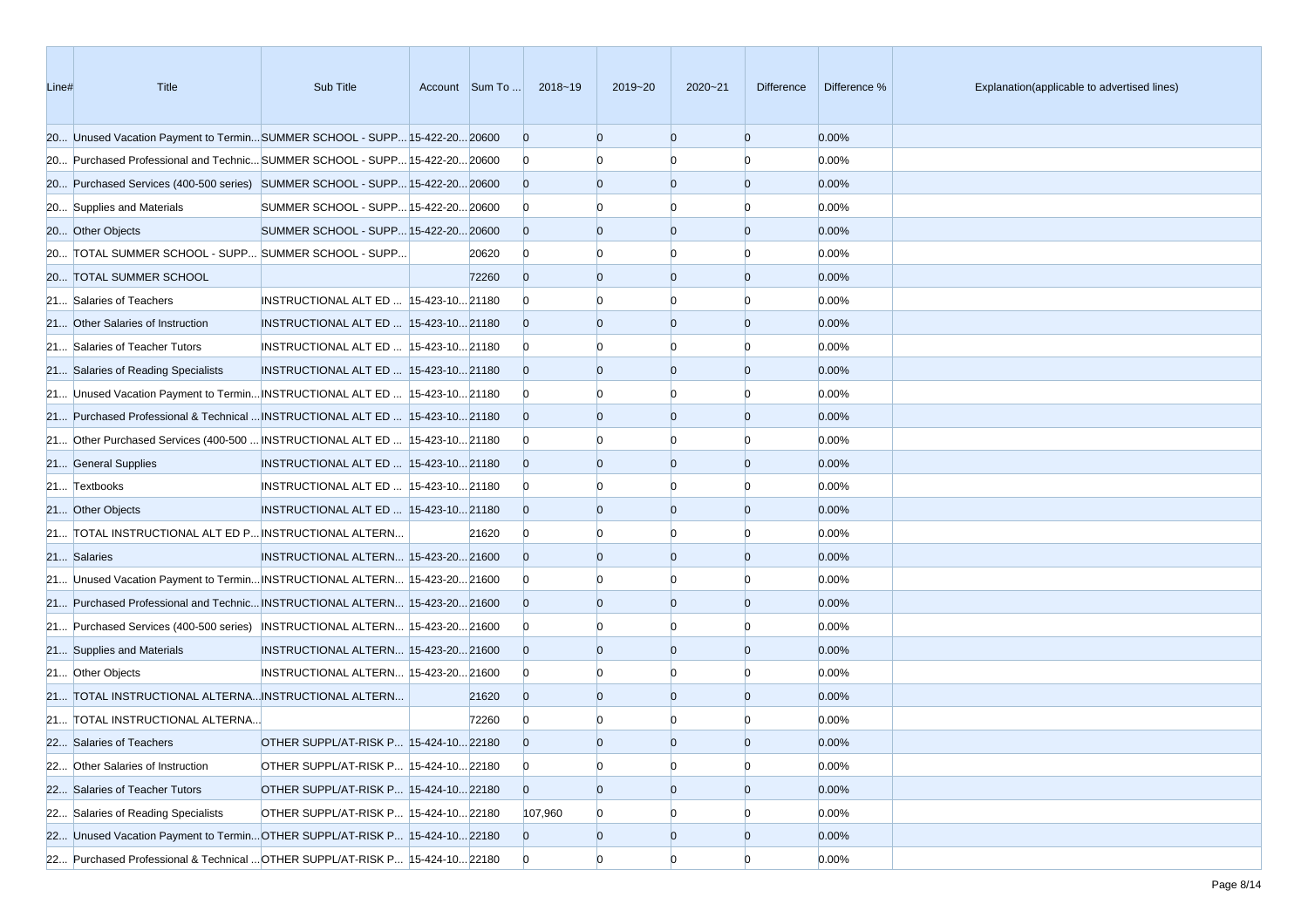| Line# | Title | Sub Title | Account | Sum To ... | 2018~19 | 2019~20 | 2020~21 | Difference | Difference % | Explanation(applicable to advertised lines) |
|---|---|---|---|---|---|---|---|---|---|---|
| 20... | Unused Vacation Payment to Termin... | SUMMER SCHOOL - SUPP... | 15-422-20... | 20600 | 0 | 0 | 0 | 0 | 0.00% | |
| 20... | Purchased Professional and Technic... | SUMMER SCHOOL - SUPP... | 15-422-20... | 20600 | 0 | 0 | 0 | 0 | 0.00% | |
| 20... | Purchased Services (400-500 series) | SUMMER SCHOOL - SUPP... | 15-422-20... | 20600 | 0 | 0 | 0 | 0 | 0.00% | |
| 20... | Supplies and Materials | SUMMER SCHOOL - SUPP... | 15-422-20... | 20600 | 0 | 0 | 0 | 0 | 0.00% | |
| 20... | Other Objects | SUMMER SCHOOL - SUPP... | 15-422-20... | 20600 | 0 | 0 | 0 | 0 | 0.00% | |
| 20... | TOTAL SUMMER SCHOOL - SUPP... | SUMMER SCHOOL - SUPP... | | 20620 | 0 | 0 | 0 | 0 | 0.00% | |
| 20... | TOTAL SUMMER SCHOOL | | | 72260 | 0 | 0 | 0 | 0 | 0.00% | |
| 21... | Salaries of Teachers | INSTRUCTIONAL ALT ED ... | 15-423-10... | 21180 | 0 | 0 | 0 | 0 | 0.00% | |
| 21... | Other Salaries of Instruction | INSTRUCTIONAL ALT ED ... | 15-423-10... | 21180 | 0 | 0 | 0 | 0 | 0.00% | |
| 21... | Salaries of Teacher Tutors | INSTRUCTIONAL ALT ED ... | 15-423-10... | 21180 | 0 | 0 | 0 | 0 | 0.00% | |
| 21... | Salaries of Reading Specialists | INSTRUCTIONAL ALT ED ... | 15-423-10... | 21180 | 0 | 0 | 0 | 0 | 0.00% | |
| 21... | Unused Vacation Payment to Termin... | INSTRUCTIONAL ALT ED ... | 15-423-10... | 21180 | 0 | 0 | 0 | 0 | 0.00% | |
| 21... | Purchased Professional & Technical ... | INSTRUCTIONAL ALT ED ... | 15-423-10... | 21180 | 0 | 0 | 0 | 0 | 0.00% | |
| 21... | Other Purchased Services (400-500 ... | INSTRUCTIONAL ALT ED ... | 15-423-10... | 21180 | 0 | 0 | 0 | 0 | 0.00% | |
| 21... | General Supplies | INSTRUCTIONAL ALT ED ... | 15-423-10... | 21180 | 0 | 0 | 0 | 0 | 0.00% | |
| 21... | Textbooks | INSTRUCTIONAL ALT ED ... | 15-423-10... | 21180 | 0 | 0 | 0 | 0 | 0.00% | |
| 21... | Other Objects | INSTRUCTIONAL ALT ED ... | 15-423-10... | 21180 | 0 | 0 | 0 | 0 | 0.00% | |
| 21... | TOTAL INSTRUCTIONAL ALT ED P... | INSTRUCTIONAL ALTERN... | | 21620 | 0 | 0 | 0 | 0 | 0.00% | |
| 21... | Salaries | INSTRUCTIONAL ALTERN... | 15-423-20... | 21600 | 0 | 0 | 0 | 0 | 0.00% | |
| 21... | Unused Vacation Payment to Termin... | INSTRUCTIONAL ALTERN... | 15-423-20... | 21600 | 0 | 0 | 0 | 0 | 0.00% | |
| 21... | Purchased Professional and Technic... | INSTRUCTIONAL ALTERN... | 15-423-20... | 21600 | 0 | 0 | 0 | 0 | 0.00% | |
| 21... | Purchased Services (400-500 series) | INSTRUCTIONAL ALTERN... | 15-423-20... | 21600 | 0 | 0 | 0 | 0 | 0.00% | |
| 21... | Supplies and Materials | INSTRUCTIONAL ALTERN... | 15-423-20... | 21600 | 0 | 0 | 0 | 0 | 0.00% | |
| 21... | Other Objects | INSTRUCTIONAL ALTERN... | 15-423-20... | 21600 | 0 | 0 | 0 | 0 | 0.00% | |
| 21... | TOTAL INSTRUCTIONAL ALTERNA... | INSTRUCTIONAL ALTERN... | | 21620 | 0 | 0 | 0 | 0 | 0.00% | |
| 21... | TOTAL INSTRUCTIONAL ALTERNA... | | | 72260 | 0 | 0 | 0 | 0 | 0.00% | |
| 22... | Salaries of Teachers | OTHER SUPPL/AT-RISK P... | 15-424-10... | 22180 | 0 | 0 | 0 | 0 | 0.00% | |
| 22... | Other Salaries of Instruction | OTHER SUPPL/AT-RISK P... | 15-424-10... | 22180 | 0 | 0 | 0 | 0 | 0.00% | |
| 22... | Salaries of Teacher Tutors | OTHER SUPPL/AT-RISK P... | 15-424-10... | 22180 | 0 | 0 | 0 | 0 | 0.00% | |
| 22... | Salaries of Reading Specialists | OTHER SUPPL/AT-RISK P... | 15-424-10... | 22180 | 107,960 | 0 | 0 | 0 | 0.00% | |
| 22... | Unused Vacation Payment to Termin... | OTHER SUPPL/AT-RISK P... | 15-424-10... | 22180 | 0 | 0 | 0 | 0 | 0.00% | |
| 22... | Purchased Professional & Technical ... | OTHER SUPPL/AT-RISK P... | 15-424-10... | 22180 | 0 | 0 | 0 | 0 | 0.00% | |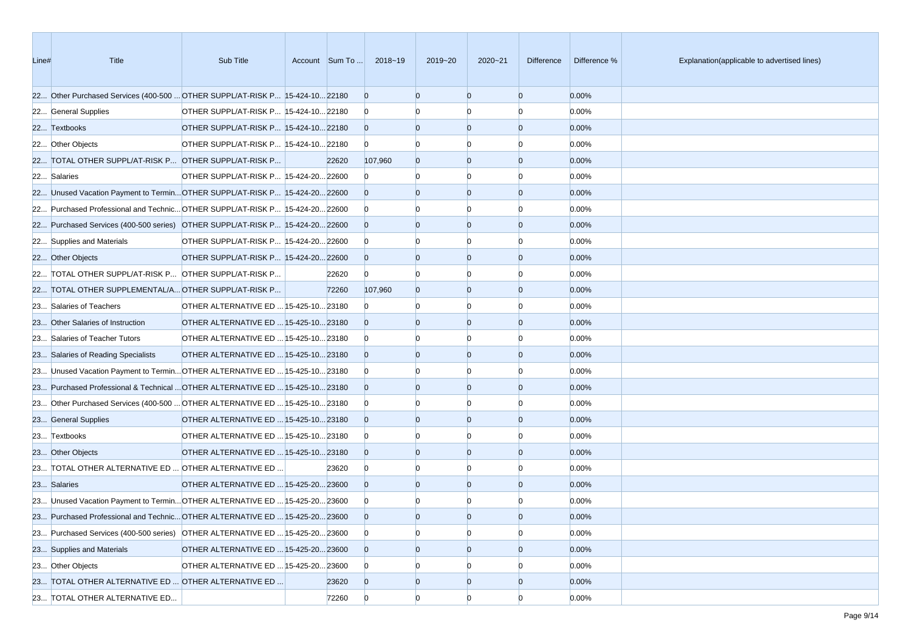| Line# | Title | Sub Title | Account | Sum To ... | 2018~19 | 2019~20 | 2020~21 | Difference | Difference % | Explanation(applicable to advertised lines) |
|---|---|---|---|---|---|---|---|---|---|---|
| 22... | Other Purchased Services (400-500 ... | OTHER SUPPL/AT-RISK P... | 15-424-10... | 22180 | 0 | 0 | 0 | 0 | 0.00% | |
| 22... | General Supplies | OTHER SUPPL/AT-RISK P... | 15-424-10... | 22180 | 0 | 0 | 0 | 0 | 0.00% | |
| 22... | Textbooks | OTHER SUPPL/AT-RISK P... | 15-424-10... | 22180 | 0 | 0 | 0 | 0 | 0.00% | |
| 22... | Other Objects | OTHER SUPPL/AT-RISK P... | 15-424-10... | 22180 | 0 | 0 | 0 | 0 | 0.00% | |
| 22... | TOTAL OTHER SUPPL/AT-RISK P... | OTHER SUPPL/AT-RISK P... | | 22620 | 107,960 | 0 | 0 | 0 | 0.00% | |
| 22... | Salaries | OTHER SUPPL/AT-RISK P... | 15-424-20... | 22600 | 0 | 0 | 0 | 0 | 0.00% | |
| 22... | Unused Vacation Payment to Termin... | OTHER SUPPL/AT-RISK P... | 15-424-20... | 22600 | 0 | 0 | 0 | 0 | 0.00% | |
| 22... | Purchased Professional and Technic... | OTHER SUPPL/AT-RISK P... | 15-424-20... | 22600 | 0 | 0 | 0 | 0 | 0.00% | |
| 22... | Purchased Services (400-500 series) | OTHER SUPPL/AT-RISK P... | 15-424-20... | 22600 | 0 | 0 | 0 | 0 | 0.00% | |
| 22... | Supplies and Materials | OTHER SUPPL/AT-RISK P... | 15-424-20... | 22600 | 0 | 0 | 0 | 0 | 0.00% | |
| 22... | Other Objects | OTHER SUPPL/AT-RISK P... | 15-424-20... | 22600 | 0 | 0 | 0 | 0 | 0.00% | |
| 22... | TOTAL OTHER SUPPL/AT-RISK P... | OTHER SUPPL/AT-RISK P... | | 22620 | 0 | 0 | 0 | 0 | 0.00% | |
| 22... | TOTAL OTHER SUPPLEMENTAL/A... | OTHER SUPPL/AT-RISK P... | | 72260 | 107,960 | 0 | 0 | 0 | 0.00% | |
| 23... | Salaries of Teachers | OTHER ALTERNATIVE ED ... | 15-425-10... | 23180 | 0 | 0 | 0 | 0 | 0.00% | |
| 23... | Other Salaries of Instruction | OTHER ALTERNATIVE ED ... | 15-425-10... | 23180 | 0 | 0 | 0 | 0 | 0.00% | |
| 23... | Salaries of Teacher Tutors | OTHER ALTERNATIVE ED ... | 15-425-10... | 23180 | 0 | 0 | 0 | 0 | 0.00% | |
| 23... | Salaries of Reading Specialists | OTHER ALTERNATIVE ED ... | 15-425-10... | 23180 | 0 | 0 | 0 | 0 | 0.00% | |
| 23... | Unused Vacation Payment to Termin... | OTHER ALTERNATIVE ED ... | 15-425-10... | 23180 | 0 | 0 | 0 | 0 | 0.00% | |
| 23... | Purchased Professional & Technical ... | OTHER ALTERNATIVE ED ... | 15-425-10... | 23180 | 0 | 0 | 0 | 0 | 0.00% | |
| 23... | Other Purchased Services (400-500 ... | OTHER ALTERNATIVE ED ... | 15-425-10... | 23180 | 0 | 0 | 0 | 0 | 0.00% | |
| 23... | General Supplies | OTHER ALTERNATIVE ED ... | 15-425-10... | 23180 | 0 | 0 | 0 | 0 | 0.00% | |
| 23... | Textbooks | OTHER ALTERNATIVE ED ... | 15-425-10... | 23180 | 0 | 0 | 0 | 0 | 0.00% | |
| 23... | Other Objects | OTHER ALTERNATIVE ED ... | 15-425-10... | 23180 | 0 | 0 | 0 | 0 | 0.00% | |
| 23... | TOTAL OTHER ALTERNATIVE ED ... | OTHER ALTERNATIVE ED ... | | 23620 | 0 | 0 | 0 | 0 | 0.00% | |
| 23... | Salaries | OTHER ALTERNATIVE ED ... | 15-425-20... | 23600 | 0 | 0 | 0 | 0 | 0.00% | |
| 23... | Unused Vacation Payment to Termin... | OTHER ALTERNATIVE ED ... | 15-425-20... | 23600 | 0 | 0 | 0 | 0 | 0.00% | |
| 23... | Purchased Professional and Technic... | OTHER ALTERNATIVE ED ... | 15-425-20... | 23600 | 0 | 0 | 0 | 0 | 0.00% | |
| 23... | Purchased Services (400-500 series) | OTHER ALTERNATIVE ED ... | 15-425-20... | 23600 | 0 | 0 | 0 | 0 | 0.00% | |
| 23... | Supplies and Materials | OTHER ALTERNATIVE ED ... | 15-425-20... | 23600 | 0 | 0 | 0 | 0 | 0.00% | |
| 23... | Other Objects | OTHER ALTERNATIVE ED ... | 15-425-20... | 23600 | 0 | 0 | 0 | 0 | 0.00% | |
| 23... | TOTAL OTHER ALTERNATIVE ED ... | OTHER ALTERNATIVE ED ... | | 23620 | 0 | 0 | 0 | 0 | 0.00% | |
| 23... | TOTAL OTHER ALTERNATIVE ED... | | | 72260 | 0 | 0 | 0 | 0 | 0.00% | |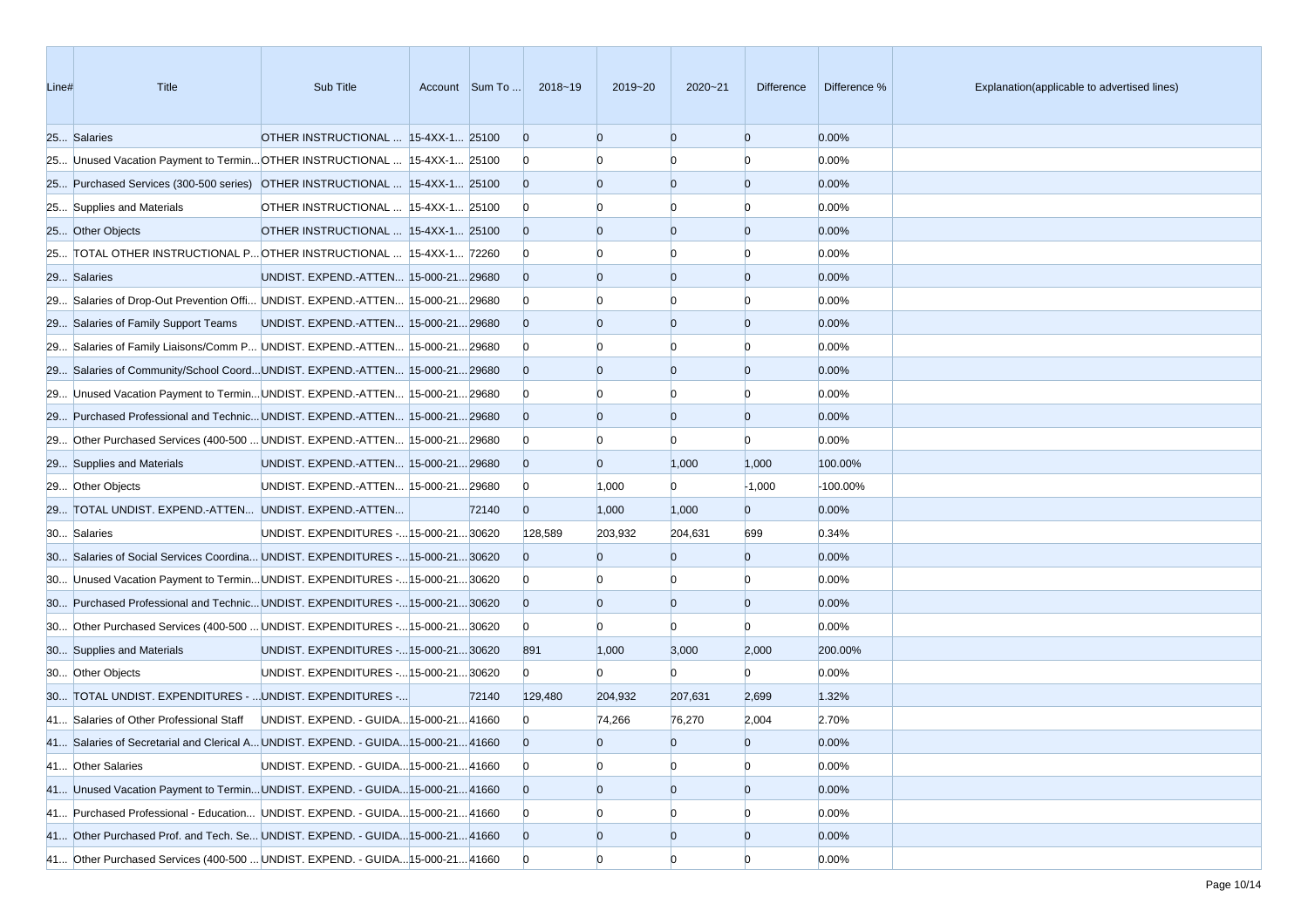| Line# | Title | Sub Title | Account | Sum To ... | 2018~19 | 2019~20 | 2020~21 | Difference | Difference % | Explanation(applicable to advertised lines) |
|---|---|---|---|---|---|---|---|---|---|---|
| 25... | Salaries | OTHER INSTRUCTIONAL ... | 15-4XX-1... | 25100 | 0 | 0 | 0 | 0 | 0.00% | |
| 25... | Unused Vacation Payment to Termin... | OTHER INSTRUCTIONAL ... | 15-4XX-1... | 25100 | 0 | 0 | 0 | 0 | 0.00% | |
| 25... | Purchased Services (300-500 series) | OTHER INSTRUCTIONAL ... | 15-4XX-1... | 25100 | 0 | 0 | 0 | 0 | 0.00% | |
| 25... | Supplies and Materials | OTHER INSTRUCTIONAL ... | 15-4XX-1... | 25100 | 0 | 0 | 0 | 0 | 0.00% | |
| 25... | Other Objects | OTHER INSTRUCTIONAL ... | 15-4XX-1... | 25100 | 0 | 0 | 0 | 0 | 0.00% | |
| 25... | TOTAL OTHER INSTRUCTIONAL P... | OTHER INSTRUCTIONAL ... | 15-4XX-1... | 72260 | 0 | 0 | 0 | 0 | 0.00% | |
| 29... | Salaries | UNDIST. EXPEND.-ATTEN... | 15-000-21... | 29680 | 0 | 0 | 0 | 0 | 0.00% | |
| 29... | Salaries of Drop-Out Prevention Offi... | UNDIST. EXPEND.-ATTEN... | 15-000-21... | 29680 | 0 | 0 | 0 | 0 | 0.00% | |
| 29... | Salaries of Family Support Teams | UNDIST. EXPEND.-ATTEN... | 15-000-21... | 29680 | 0 | 0 | 0 | 0 | 0.00% | |
| 29... | Salaries of Family Liaisons/Comm P... | UNDIST. EXPEND.-ATTEN... | 15-000-21... | 29680 | 0 | 0 | 0 | 0 | 0.00% | |
| 29... | Salaries of Community/School Coord... | UNDIST. EXPEND.-ATTEN... | 15-000-21... | 29680 | 0 | 0 | 0 | 0 | 0.00% | |
| 29... | Unused Vacation Payment to Termin... | UNDIST. EXPEND.-ATTEN... | 15-000-21... | 29680 | 0 | 0 | 0 | 0 | 0.00% | |
| 29... | Purchased Professional and Technic... | UNDIST. EXPEND.-ATTEN... | 15-000-21... | 29680 | 0 | 0 | 0 | 0 | 0.00% | |
| 29... | Other Purchased Services (400-500 ... | UNDIST. EXPEND.-ATTEN... | 15-000-21... | 29680 | 0 | 0 | 0 | 0 | 0.00% | |
| 29... | Supplies and Materials | UNDIST. EXPEND.-ATTEN... | 15-000-21... | 29680 | 0 | 0 | 1,000 | 1,000 | 100.00% | |
| 29... | Other Objects | UNDIST. EXPEND.-ATTEN... | 15-000-21... | 29680 | 0 | 1,000 | 0 | -1,000 | -100.00% | |
| 29... | TOTAL UNDIST. EXPEND.-ATTEN... | UNDIST. EXPEND.-ATTEN... | | 72140 | 0 | 1,000 | 1,000 | 0 | 0.00% | |
| 30... | Salaries | UNDIST. EXPENDITURES -... | 15-000-21... | 30620 | 128,589 | 203,932 | 204,631 | 699 | 0.34% | |
| 30... | Salaries of Social Services Coordina... | UNDIST. EXPENDITURES -... | 15-000-21... | 30620 | 0 | 0 | 0 | 0 | 0.00% | |
| 30... | Unused Vacation Payment to Termin... | UNDIST. EXPENDITURES -... | 15-000-21... | 30620 | 0 | 0 | 0 | 0 | 0.00% | |
| 30... | Purchased Professional and Technic... | UNDIST. EXPENDITURES -... | 15-000-21... | 30620 | 0 | 0 | 0 | 0 | 0.00% | |
| 30... | Other Purchased Services (400-500 ... | UNDIST. EXPENDITURES -... | 15-000-21... | 30620 | 0 | 0 | 0 | 0 | 0.00% | |
| 30... | Supplies and Materials | UNDIST. EXPENDITURES -... | 15-000-21... | 30620 | 891 | 1,000 | 3,000 | 2,000 | 200.00% | |
| 30... | Other Objects | UNDIST. EXPENDITURES -... | 15-000-21... | 30620 | 0 | 0 | 0 | 0 | 0.00% | |
| 30... | TOTAL UNDIST. EXPENDITURES - ... | UNDIST. EXPENDITURES -... | | 72140 | 129,480 | 204,932 | 207,631 | 2,699 | 1.32% | |
| 41... | Salaries of Other Professional Staff | UNDIST. EXPEND. - GUIDA... | 15-000-21... | 41660 | 0 | 74,266 | 76,270 | 2,004 | 2.70% | |
| 41... | Salaries of Secretarial and Clerical A... | UNDIST. EXPEND. - GUIDA... | 15-000-21... | 41660 | 0 | 0 | 0 | 0 | 0.00% | |
| 41... | Other Salaries | UNDIST. EXPEND. - GUIDA... | 15-000-21... | 41660 | 0 | 0 | 0 | 0 | 0.00% | |
| 41... | Unused Vacation Payment to Termin... | UNDIST. EXPEND. - GUIDA... | 15-000-21... | 41660 | 0 | 0 | 0 | 0 | 0.00% | |
| 41... | Purchased Professional - Education... | UNDIST. EXPEND. - GUIDA... | 15-000-21... | 41660 | 0 | 0 | 0 | 0 | 0.00% | |
| 41... | Other Purchased Prof. and Tech. Se... | UNDIST. EXPEND. - GUIDA... | 15-000-21... | 41660 | 0 | 0 | 0 | 0 | 0.00% | |
| 41... | Other Purchased Services (400-500 ... | UNDIST. EXPEND. - GUIDA... | 15-000-21... | 41660 | 0 | 0 | 0 | 0 | 0.00% | |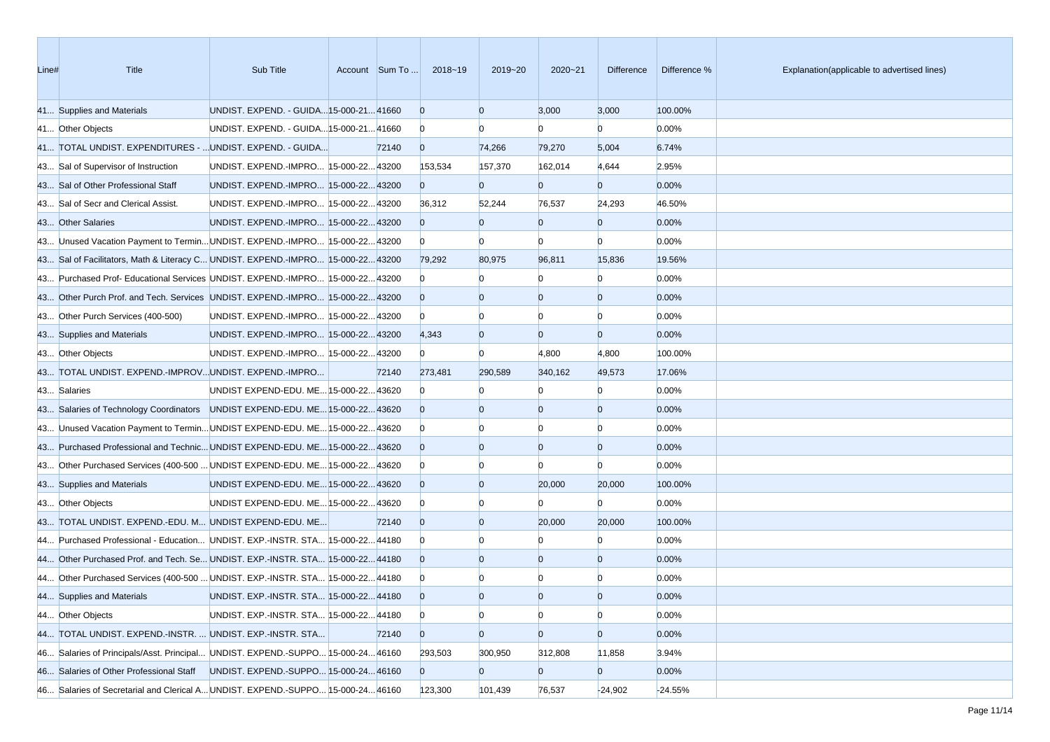| Line# | Title | Sub Title | Account | Sum To ... | 2018~19 | 2019~20 | 2020~21 | Difference | Difference % | Explanation(applicable to advertised lines) |
|---|---|---|---|---|---|---|---|---|---|---|
| 41... | Supplies and Materials | UNDIST. EXPEND. - GUIDA... | 15-000-21... | 41660 | 0 | 0 | 3,000 | 3,000 | 100.00% | |
| 41... | Other Objects | UNDIST. EXPEND. - GUIDA... | 15-000-21... | 41660 | 0 | 0 | 0 | 0 | 0.00% | |
| 41... | TOTAL UNDIST. EXPENDITURES - ... | UNDIST. EXPEND. - GUIDA... | | 72140 | 0 | 74,266 | 79,270 | 5,004 | 6.74% | |
| 43... | Sal of Supervisor of Instruction | UNDIST. EXPEND.-IMPRO... | 15-000-22... | 43200 | 153,534 | 157,370 | 162,014 | 4,644 | 2.95% | |
| 43... | Sal of Other Professional Staff | UNDIST. EXPEND.-IMPRO... | 15-000-22... | 43200 | 0 | 0 | 0 | 0 | 0.00% | |
| 43... | Sal of Secr and Clerical Assist. | UNDIST. EXPEND.-IMPRO... | 15-000-22... | 43200 | 36,312 | 52,244 | 76,537 | 24,293 | 46.50% | |
| 43... | Other Salaries | UNDIST. EXPEND.-IMPRO... | 15-000-22... | 43200 | 0 | 0 | 0 | 0 | 0.00% | |
| 43... | Unused Vacation Payment to Termin... | UNDIST. EXPEND.-IMPRO... | 15-000-22... | 43200 | 0 | 0 | 0 | 0 | 0.00% | |
| 43... | Sal of Facilitators, Math & Literacy C... | UNDIST. EXPEND.-IMPRO... | 15-000-22... | 43200 | 79,292 | 80,975 | 96,811 | 15,836 | 19.56% | |
| 43... | Purchased Prof- Educational Services | UNDIST. EXPEND.-IMPRO... | 15-000-22... | 43200 | 0 | 0 | 0 | 0 | 0.00% | |
| 43... | Other Purch Prof. and Tech. Services | UNDIST. EXPEND.-IMPRO... | 15-000-22... | 43200 | 0 | 0 | 0 | 0 | 0.00% | |
| 43... | Other Purch Services (400-500) | UNDIST. EXPEND.-IMPRO... | 15-000-22... | 43200 | 0 | 0 | 0 | 0 | 0.00% | |
| 43... | Supplies and Materials | UNDIST. EXPEND.-IMPRO... | 15-000-22... | 43200 | 4,343 | 0 | 0 | 0 | 0.00% | |
| 43... | Other Objects | UNDIST. EXPEND.-IMPRO... | 15-000-22... | 43200 | 0 | 0 | 4,800 | 4,800 | 100.00% | |
| 43... | TOTAL UNDIST. EXPEND.-IMPROV... | UNDIST. EXPEND.-IMPRO... | | 72140 | 273,481 | 290,589 | 340,162 | 49,573 | 17.06% | |
| 43... | Salaries | UNDIST EXPEND-EDU. ME... | 15-000-22... | 43620 | 0 | 0 | 0 | 0 | 0.00% | |
| 43... | Salaries of Technology Coordinators | UNDIST EXPEND-EDU. ME... | 15-000-22... | 43620 | 0 | 0 | 0 | 0 | 0.00% | |
| 43... | Unused Vacation Payment to Termin... | UNDIST EXPEND-EDU. ME... | 15-000-22... | 43620 | 0 | 0 | 0 | 0 | 0.00% | |
| 43... | Purchased Professional and Technic... | UNDIST EXPEND-EDU. ME... | 15-000-22... | 43620 | 0 | 0 | 0 | 0 | 0.00% | |
| 43... | Other Purchased Services (400-500 ... | UNDIST EXPEND-EDU. ME... | 15-000-22... | 43620 | 0 | 0 | 0 | 0 | 0.00% | |
| 43... | Supplies and Materials | UNDIST EXPEND-EDU. ME... | 15-000-22... | 43620 | 0 | 0 | 20,000 | 20,000 | 100.00% | |
| 43... | Other Objects | UNDIST EXPEND-EDU. ME... | 15-000-22... | 43620 | 0 | 0 | 0 | 0 | 0.00% | |
| 43... | TOTAL UNDIST. EXPEND.-EDU. M... | UNDIST EXPEND-EDU. ME... | | 72140 | 0 | 0 | 20,000 | 20,000 | 100.00% | |
| 44... | Purchased Professional - Education... | UNDIST. EXP.-INSTR. STA... | 15-000-22... | 44180 | 0 | 0 | 0 | 0 | 0.00% | |
| 44... | Other Purchased Prof. and Tech. Se... | UNDIST. EXP.-INSTR. STA... | 15-000-22... | 44180 | 0 | 0 | 0 | 0 | 0.00% | |
| 44... | Other Purchased Services (400-500 ... | UNDIST. EXP.-INSTR. STA... | 15-000-22... | 44180 | 0 | 0 | 0 | 0 | 0.00% | |
| 44... | Supplies and Materials | UNDIST. EXP.-INSTR. STA... | 15-000-22... | 44180 | 0 | 0 | 0 | 0 | 0.00% | |
| 44... | Other Objects | UNDIST. EXP.-INSTR. STA... | 15-000-22... | 44180 | 0 | 0 | 0 | 0 | 0.00% | |
| 44... | TOTAL UNDIST. EXPEND.-INSTR. ... | UNDIST. EXP.-INSTR. STA... | | 72140 | 0 | 0 | 0 | 0 | 0.00% | |
| 46... | Salaries of Principals/Asst. Principal... | UNDIST. EXPEND.-SUPPO... | 15-000-24... | 46160 | 293,503 | 300,950 | 312,808 | 11,858 | 3.94% | |
| 46... | Salaries of Other Professional Staff | UNDIST. EXPEND.-SUPPO... | 15-000-24... | 46160 | 0 | 0 | 0 | 0 | 0.00% | |
| 46... | Salaries of Secretarial and Clerical A... | UNDIST. EXPEND.-SUPPO... | 15-000-24... | 46160 | 123,300 | 101,439 | 76,537 | -24,902 | -24.55% | |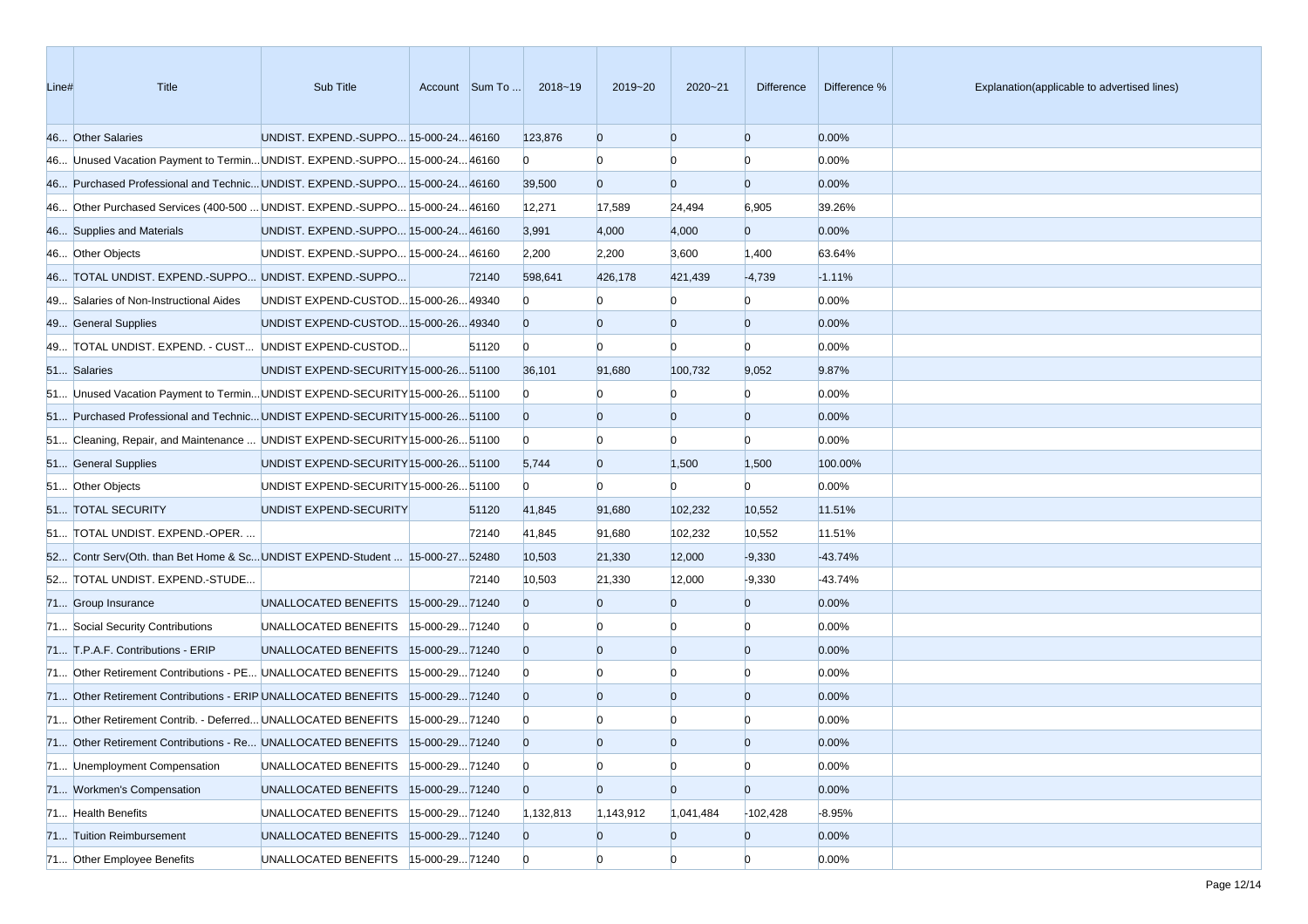| Line# | Title | Sub Title | Account | Sum To ... | 2018~19 | 2019~20 | 2020~21 | Difference | Difference % | Explanation(applicable to advertised lines) |
|---|---|---|---|---|---|---|---|---|---|---|
| 46... | Other Salaries | UNDIST. EXPEND.-SUPPO... | 15-000-24... | 46160 | 123,876 | 0 | 0 | 0 | 0.00% | |
| 46... | Unused Vacation Payment to Termin... | UNDIST. EXPEND.-SUPPO... | 15-000-24... | 46160 | 0 | 0 | 0 | 0 | 0.00% | |
| 46... | Purchased Professional and Technic... | UNDIST. EXPEND.-SUPPO... | 15-000-24... | 46160 | 39,500 | 0 | 0 | 0 | 0.00% | |
| 46... | Other Purchased Services (400-500 ... | UNDIST. EXPEND.-SUPPO... | 15-000-24... | 46160 | 12,271 | 17,589 | 24,494 | 6,905 | 39.26% | |
| 46... | Supplies and Materials | UNDIST. EXPEND.-SUPPO... | 15-000-24... | 46160 | 3,991 | 4,000 | 4,000 | 0 | 0.00% | |
| 46... | Other Objects | UNDIST. EXPEND.-SUPPO... | 15-000-24... | 46160 | 2,200 | 2,200 | 3,600 | 1,400 | 63.64% | |
| 46... | TOTAL UNDIST. EXPEND.-SUPPO... | UNDIST. EXPEND.-SUPPO... | | 72140 | 598,641 | 426,178 | 421,439 | -4,739 | -1.11% | |
| 49... | Salaries of Non-Instructional Aides | UNDIST EXPEND-CUSTOD... | 15-000-26... | 49340 | 0 | 0 | 0 | 0 | 0.00% | |
| 49... | General Supplies | UNDIST EXPEND-CUSTOD... | 15-000-26... | 49340 | 0 | 0 | 0 | 0 | 0.00% | |
| 49... | TOTAL UNDIST. EXPEND. - CUST... | UNDIST EXPEND-CUSTOD... | | 51120 | 0 | 0 | 0 | 0 | 0.00% | |
| 51... | Salaries | UNDIST EXPEND-SECURITY | 15-000-26... | 51100 | 36,101 | 91,680 | 100,732 | 9,052 | 9.87% | |
| 51... | Unused Vacation Payment to Termin... | UNDIST EXPEND-SECURITY | 15-000-26... | 51100 | 0 | 0 | 0 | 0 | 0.00% | |
| 51... | Purchased Professional and Technic... | UNDIST EXPEND-SECURITY | 15-000-26... | 51100 | 0 | 0 | 0 | 0 | 0.00% | |
| 51... | Cleaning, Repair, and Maintenance ... | UNDIST EXPEND-SECURITY | 15-000-26... | 51100 | 0 | 0 | 0 | 0 | 0.00% | |
| 51... | General Supplies | UNDIST EXPEND-SECURITY | 15-000-26... | 51100 | 5,744 | 0 | 1,500 | 1,500 | 100.00% | |
| 51... | Other Objects | UNDIST EXPEND-SECURITY | 15-000-26... | 51100 | 0 | 0 | 0 | 0 | 0.00% | |
| 51... | TOTAL SECURITY | UNDIST EXPEND-SECURITY | | 51120 | 41,845 | 91,680 | 102,232 | 10,552 | 11.51% | |
| 51... | TOTAL UNDIST. EXPEND.-OPER. ... | | | 72140 | 41,845 | 91,680 | 102,232 | 10,552 | 11.51% | |
| 52... | Contr Serv(Oth. than Bet Home & Sc... | UNDIST EXPEND-Student ... | 15-000-27... | 52480 | 10,503 | 21,330 | 12,000 | -9,330 | -43.74% | |
| 52... | TOTAL UNDIST. EXPEND.-STUDE... | | | 72140 | 10,503 | 21,330 | 12,000 | -9,330 | -43.74% | |
| 71... | Group Insurance | UNALLOCATED BENEFITS | 15-000-29... | 71240 | 0 | 0 | 0 | 0 | 0.00% | |
| 71... | Social Security Contributions | UNALLOCATED BENEFITS | 15-000-29... | 71240 | 0 | 0 | 0 | 0 | 0.00% | |
| 71... | T.P.A.F. Contributions - ERIP | UNALLOCATED BENEFITS | 15-000-29... | 71240 | 0 | 0 | 0 | 0 | 0.00% | |
| 71... | Other Retirement Contributions - PE... | UNALLOCATED BENEFITS | 15-000-29... | 71240 | 0 | 0 | 0 | 0 | 0.00% | |
| 71... | Other Retirement Contributions - ERIP | UNALLOCATED BENEFITS | 15-000-29... | 71240 | 0 | 0 | 0 | 0 | 0.00% | |
| 71... | Other Retirement Contrib. - Deferred... | UNALLOCATED BENEFITS | 15-000-29... | 71240 | 0 | 0 | 0 | 0 | 0.00% | |
| 71... | Other Retirement Contributions - Re... | UNALLOCATED BENEFITS | 15-000-29... | 71240 | 0 | 0 | 0 | 0 | 0.00% | |
| 71... | Unemployment Compensation | UNALLOCATED BENEFITS | 15-000-29... | 71240 | 0 | 0 | 0 | 0 | 0.00% | |
| 71... | Workmen's Compensation | UNALLOCATED BENEFITS | 15-000-29... | 71240 | 0 | 0 | 0 | 0 | 0.00% | |
| 71... | Health Benefits | UNALLOCATED BENEFITS | 15-000-29... | 71240 | 1,132,813 | 1,143,912 | 1,041,484 | -102,428 | -8.95% | |
| 71... | Tuition Reimbursement | UNALLOCATED BENEFITS | 15-000-29... | 71240 | 0 | 0 | 0 | 0 | 0.00% | |
| 71... | Other Employee Benefits | UNALLOCATED BENEFITS | 15-000-29... | 71240 | 0 | 0 | 0 | 0 | 0.00% | |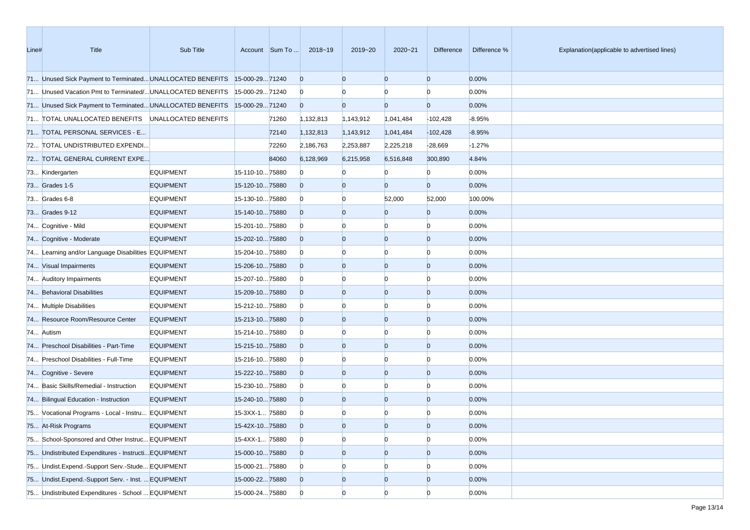| Line# | Title | Sub Title | Account | Sum To ... | 2018~19 | 2019~20 | 2020~21 | Difference | Difference % | Explanation(applicable to advertised lines) |
|---|---|---|---|---|---|---|---|---|---|---|
| 71... | Unused Sick Payment to Terminated... | UNALLOCATED BENEFITS | 15-000-29... | 71240 | 0 | 0 | 0 | 0 | 0.00% | |
| 71... | Unused Vacation Pmt to Terminated/... | UNALLOCATED BENEFITS | 15-000-29... | 71240 | 0 | 0 | 0 | 0 | 0.00% | |
| 71... | Unused Sick Payment to Terminated... | UNALLOCATED BENEFITS | 15-000-29... | 71240 | 0 | 0 | 0 | 0 | 0.00% | |
| 71... | TOTAL UNALLOCATED BENEFITS | UNALLOCATED BENEFITS | | 71260 | 1,132,813 | 1,143,912 | 1,041,484 | -102,428 | -8.95% | |
| 71... | TOTAL PERSONAL SERVICES - E... | | | 72140 | 1,132,813 | 1,143,912 | 1,041,484 | -102,428 | -8.95% | |
| 72... | TOTAL UNDISTRIBUTED EXPENDI... | | | 72260 | 2,186,763 | 2,253,887 | 2,225,218 | -28,669 | -1.27% | |
| 72... | TOTAL GENERAL CURRENT EXPE... | | | 84060 | 6,128,969 | 6,215,958 | 6,516,848 | 300,890 | 4.84% | |
| 73... | Kindergarten | EQUIPMENT | 15-110-10... | 75880 | 0 | 0 | 0 | 0 | 0.00% | |
| 73... | Grades 1-5 | EQUIPMENT | 15-120-10... | 75880 | 0 | 0 | 0 | 0 | 0.00% | |
| 73... | Grades 6-8 | EQUIPMENT | 15-130-10... | 75880 | 0 | 0 | 52,000 | 52,000 | 100.00% | |
| 73... | Grades 9-12 | EQUIPMENT | 15-140-10... | 75880 | 0 | 0 | 0 | 0 | 0.00% | |
| 74... | Cognitive - Mild | EQUIPMENT | 15-201-10... | 75880 | 0 | 0 | 0 | 0 | 0.00% | |
| 74... | Cognitive - Moderate | EQUIPMENT | 15-202-10... | 75880 | 0 | 0 | 0 | 0 | 0.00% | |
| 74... | Learning and/or Language Disabilities | EQUIPMENT | 15-204-10... | 75880 | 0 | 0 | 0 | 0 | 0.00% | |
| 74... | Visual Impairments | EQUIPMENT | 15-206-10... | 75880 | 0 | 0 | 0 | 0 | 0.00% | |
| 74... | Auditory Impairments | EQUIPMENT | 15-207-10... | 75880 | 0 | 0 | 0 | 0 | 0.00% | |
| 74... | Behavioral Disabilities | EQUIPMENT | 15-209-10... | 75880 | 0 | 0 | 0 | 0 | 0.00% | |
| 74... | Multiple Disabilities | EQUIPMENT | 15-212-10... | 75880 | 0 | 0 | 0 | 0 | 0.00% | |
| 74... | Resource Room/Resource Center | EQUIPMENT | 15-213-10... | 75880 | 0 | 0 | 0 | 0 | 0.00% | |
| 74... | Autism | EQUIPMENT | 15-214-10... | 75880 | 0 | 0 | 0 | 0 | 0.00% | |
| 74... | Preschool Disabilities - Part-Time | EQUIPMENT | 15-215-10... | 75880 | 0 | 0 | 0 | 0 | 0.00% | |
| 74... | Preschool Disabilities - Full-Time | EQUIPMENT | 15-216-10... | 75880 | 0 | 0 | 0 | 0 | 0.00% | |
| 74... | Cognitive - Severe | EQUIPMENT | 15-222-10... | 75880 | 0 | 0 | 0 | 0 | 0.00% | |
| 74... | Basic Skills/Remedial - Instruction | EQUIPMENT | 15-230-10... | 75880 | 0 | 0 | 0 | 0 | 0.00% | |
| 74... | Bilingual Education - Instruction | EQUIPMENT | 15-240-10... | 75880 | 0 | 0 | 0 | 0 | 0.00% | |
| 75... | Vocational Programs - Local - Instru... | EQUIPMENT | 15-3XX-1... | 75880 | 0 | 0 | 0 | 0 | 0.00% | |
| 75... | At-Risk Programs | EQUIPMENT | 15-42X-10... | 75880 | 0 | 0 | 0 | 0 | 0.00% | |
| 75... | School-Sponsored and Other Instruc... | EQUIPMENT | 15-4XX-1... | 75880 | 0 | 0 | 0 | 0 | 0.00% | |
| 75... | Undistributed Expenditures - Instructi... | EQUIPMENT | 15-000-10... | 75880 | 0 | 0 | 0 | 0 | 0.00% | |
| 75... | Undist.Expend.-Support Serv.-Stude... | EQUIPMENT | 15-000-21... | 75880 | 0 | 0 | 0 | 0 | 0.00% | |
| 75... | Undist.Expend.-Support Serv. - Inst. ... | EQUIPMENT | 15-000-22... | 75880 | 0 | 0 | 0 | 0 | 0.00% | |
| 75... | Undistributed Expenditures - School ... | EQUIPMENT | 15-000-24... | 75880 | 0 | 0 | 0 | 0 | 0.00% | |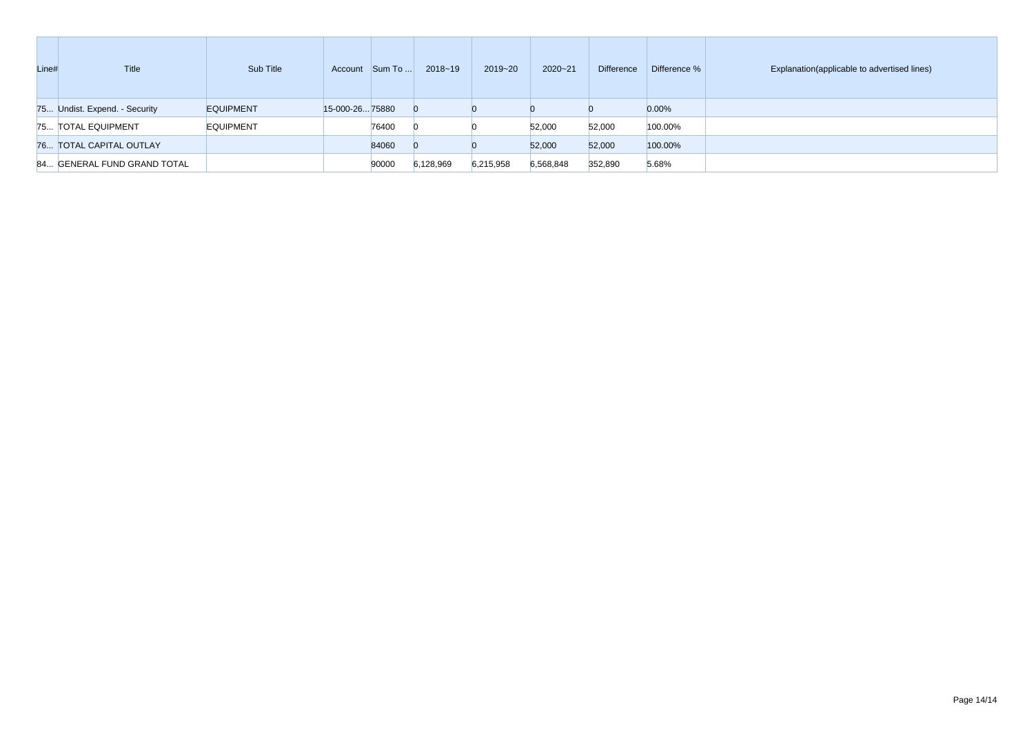| Line# | Title | Sub Title | Account | Sum To ... | 2018~19 | 2019~20 | 2020~21 | Difference | Difference % | Explanation(applicable to advertised lines) |
|---|---|---|---|---|---|---|---|---|---|---|
| 75... | Undist. Expend. - Security | EQUIPMENT | 15-000-26... | 75880 | 0 | 0 | 0 | 0 | 0.00% | |
| 75... | TOTAL EQUIPMENT | EQUIPMENT | | 76400 | 0 | 0 | 52,000 | 52,000 | 100.00% | |
| 76... | TOTAL CAPITAL OUTLAY | | | 84060 | 0 | 0 | 52,000 | 52,000 | 100.00% | |
| 84... | GENERAL FUND GRAND TOTAL | | | 90000 | 6,128,969 | 6,215,958 | 6,568,848 | 352,890 | 5.68% | |